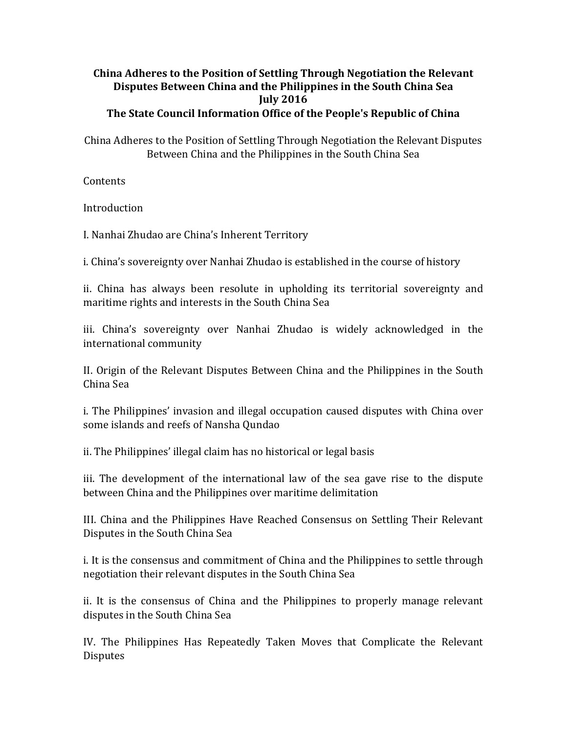# China Adheres to the Position of Settling Through Negotiation the Relevant Disputes Between China and the Philippines in the South China Sea
**July 2016**
**The State Council Information Office of the People's Republic of China**

China Adheres to the Position of Settling Through Negotiation the Relevant Disputes Between China and the Philippines in the South China Sea

Contents

Introduction

I. Nanhai Zhudao are China's Inherent Territory

i. China's sovereignty over Nanhai Zhudao is established in the course of history

ii. China has always been resolute in upholding its territorial sovereignty and maritime rights and interests in the South China Sea

iii. China's sovereignty over Nanhai Zhudao is widely acknowledged in the international community

II. Origin of the Relevant Disputes Between China and the Philippines in the South China Sea

i. The Philippines' invasion and illegal occupation caused disputes with China over some islands and reefs of Nansha Qundao

ii. The Philippines' illegal claim has no historical or legal basis

iii. The development of the international law of the sea gave rise to the dispute between China and the Philippines over maritime delimitation

III. China and the Philippines Have Reached Consensus on Settling Their Relevant Disputes in the South China Sea

i. It is the consensus and commitment of China and the Philippines to settle through negotiation their relevant disputes in the South China Sea

ii. It is the consensus of China and the Philippines to properly manage relevant disputes in the South China Sea

IV. The Philippines Has Repeatedly Taken Moves that Complicate the Relevant Disputes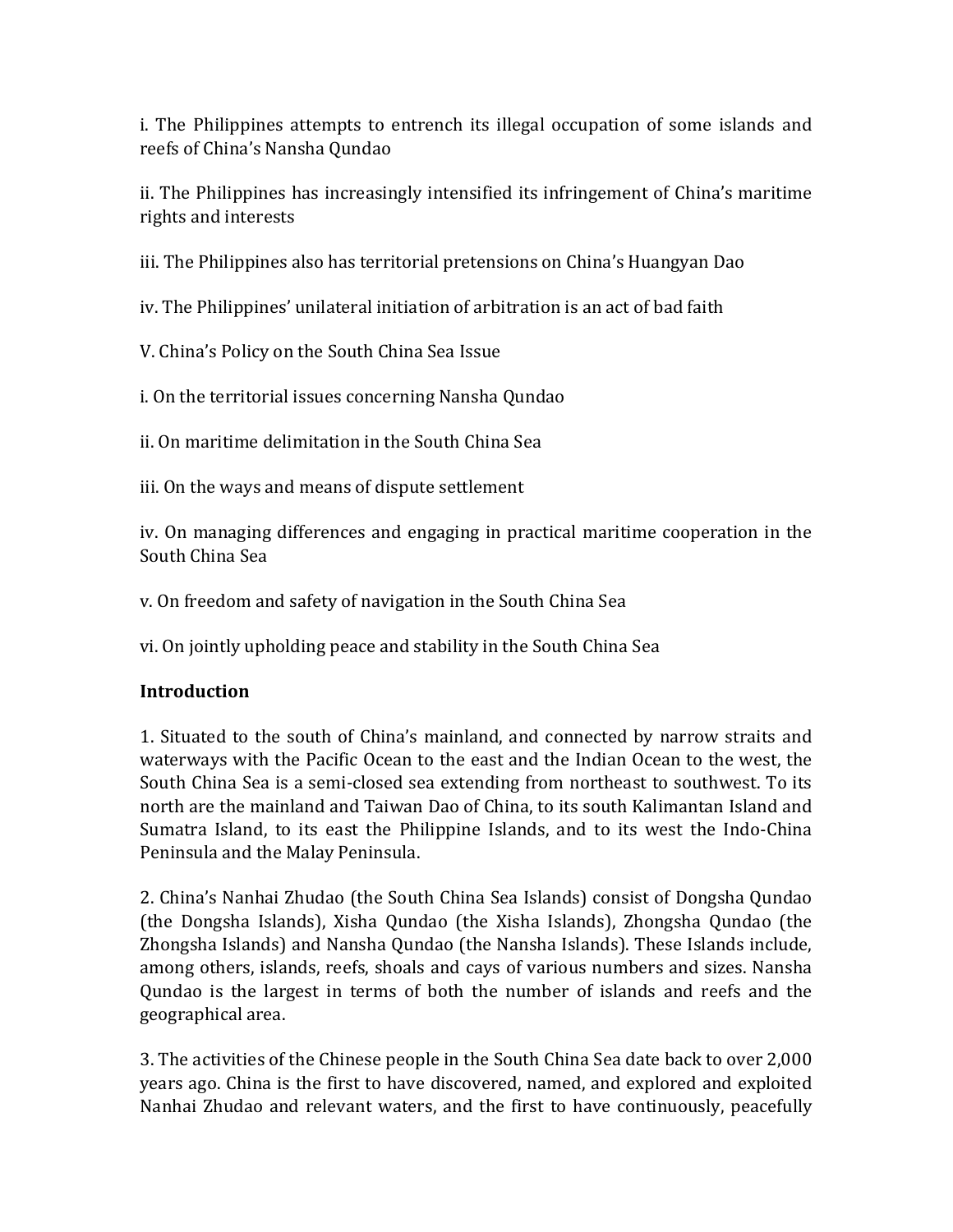i. The Philippines attempts to entrench its illegal occupation of some islands and reefs of China's Nansha Qundao

ii. The Philippines has increasingly intensified its infringement of China's maritime rights and interests

iii. The Philippines also has territorial pretensions on China's Huangyan Dao

iv. The Philippines' unilateral initiation of arbitration is an act of bad faith

V. China's Policy on the South China Sea Issue

i. On the territorial issues concerning Nansha Qundao

ii. On maritime delimitation in the South China Sea

iii. On the ways and means of dispute settlement

iv. On managing differences and engaging in practical maritime cooperation in the South China Sea

v. On freedom and safety of navigation in the South China Sea

vi. On jointly upholding peace and stability in the South China Sea

**Introduction**

1. Situated to the south of China's mainland, and connected by narrow straits and waterways with the Pacific Ocean to the east and the Indian Ocean to the west, the South China Sea is a semi-closed sea extending from northeast to southwest. To its north are the mainland and Taiwan Dao of China, to its south Kalimantan Island and Sumatra Island, to its east the Philippine Islands, and to its west the Indo-China Peninsula and the Malay Peninsula.

2. China's Nanhai Zhudao (the South China Sea Islands) consist of Dongsha Qundao (the Dongsha Islands), Xisha Qundao (the Xisha Islands), Zhongsha Qundao (the Zhongsha Islands) and Nansha Qundao (the Nansha Islands). These Islands include, among others, islands, reefs, shoals and cays of various numbers and sizes. Nansha Qundao is the largest in terms of both the number of islands and reefs and the geographical area.

3. The activities of the Chinese people in the South China Sea date back to over 2,000 years ago. China is the first to have discovered, named, and explored and exploited Nanhai Zhudao and relevant waters, and the first to have continuously, peacefully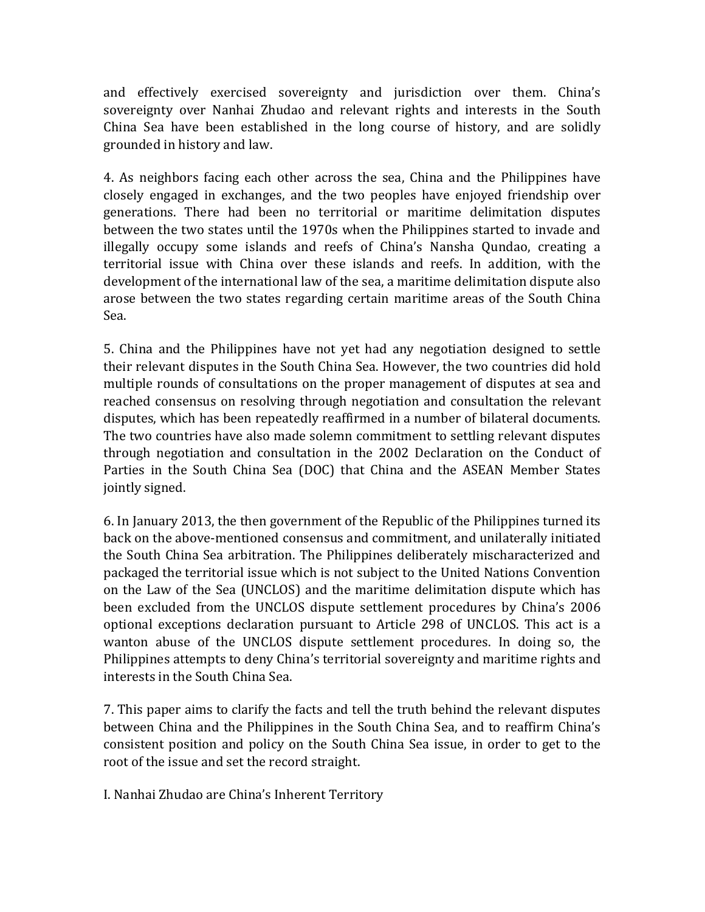and effectively exercised sovereignty and jurisdiction over them. China's sovereignty over Nanhai Zhudao and relevant rights and interests in the South China Sea have been established in the long course of history, and are solidly grounded in history and law.

4. As neighbors facing each other across the sea, China and the Philippines have closely engaged in exchanges, and the two peoples have enjoyed friendship over generations. There had been no territorial or maritime delimitation disputes between the two states until the 1970s when the Philippines started to invade and illegally occupy some islands and reefs of China's Nansha Qundao, creating a territorial issue with China over these islands and reefs. In addition, with the development of the international law of the sea, a maritime delimitation dispute also arose between the two states regarding certain maritime areas of the South China Sea.

5. China and the Philippines have not yet had any negotiation designed to settle their relevant disputes in the South China Sea. However, the two countries did hold multiple rounds of consultations on the proper management of disputes at sea and reached consensus on resolving through negotiation and consultation the relevant disputes, which has been repeatedly reaffirmed in a number of bilateral documents. The two countries have also made solemn commitment to settling relevant disputes through negotiation and consultation in the 2002 Declaration on the Conduct of Parties in the South China Sea (DOC) that China and the ASEAN Member States jointly signed.

6. In January 2013, the then government of the Republic of the Philippines turned its back on the above-mentioned consensus and commitment, and unilaterally initiated the South China Sea arbitration. The Philippines deliberately mischaracterized and packaged the territorial issue which is not subject to the United Nations Convention on the Law of the Sea (UNCLOS) and the maritime delimitation dispute which has been excluded from the UNCLOS dispute settlement procedures by China's 2006 optional exceptions declaration pursuant to Article 298 of UNCLOS. This act is a wanton abuse of the UNCLOS dispute settlement procedures. In doing so, the Philippines attempts to deny China's territorial sovereignty and maritime rights and interests in the South China Sea.

7. This paper aims to clarify the facts and tell the truth behind the relevant disputes between China and the Philippines in the South China Sea, and to reaffirm China's consistent position and policy on the South China Sea issue, in order to get to the root of the issue and set the record straight.

## I. Nanhai Zhudao are China's Inherent Territory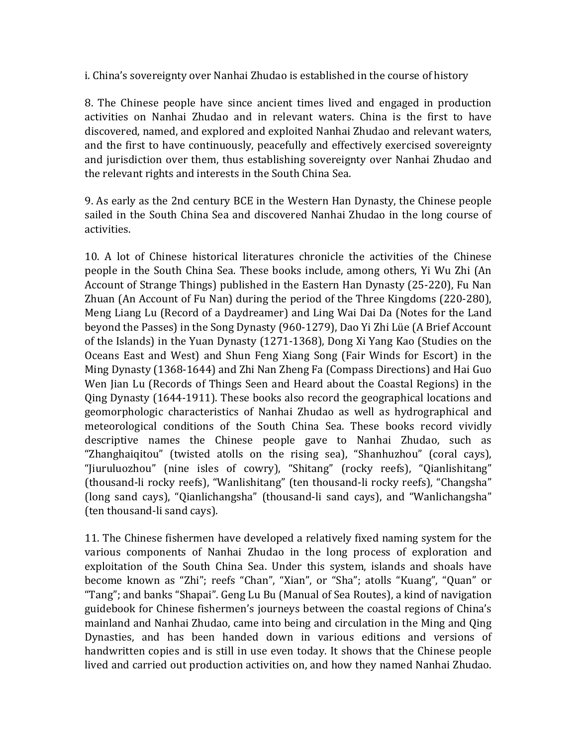i. China's sovereignty over Nanhai Zhudao is established in the course of history

8. The Chinese people have since ancient times lived and engaged in production activities on Nanhai Zhudao and in relevant waters. China is the first to have discovered, named, and explored and exploited Nanhai Zhudao and relevant waters, and the first to have continuously, peacefully and effectively exercised sovereignty and jurisdiction over them, thus establishing sovereignty over Nanhai Zhudao and the relevant rights and interests in the South China Sea.

9. As early as the 2nd century BCE in the Western Han Dynasty, the Chinese people sailed in the South China Sea and discovered Nanhai Zhudao in the long course of activities.

10. A lot of Chinese historical literatures chronicle the activities of the Chinese people in the South China Sea. These books include, among others, Yi Wu Zhi (An Account of Strange Things) published in the Eastern Han Dynasty (25-220), Fu Nan Zhuan (An Account of Fu Nan) during the period of the Three Kingdoms (220-280), Meng Liang Lu (Record of a Daydreamer) and Ling Wai Dai Da (Notes for the Land beyond the Passes) in the Song Dynasty (960-1279), Dao Yi Zhi Lüe (A Brief Account of the Islands) in the Yuan Dynasty (1271-1368), Dong Xi Yang Kao (Studies on the Oceans East and West) and Shun Feng Xiang Song (Fair Winds for Escort) in the Ming Dynasty (1368-1644) and Zhi Nan Zheng Fa (Compass Directions) and Hai Guo Wen Jian Lu (Records of Things Seen and Heard about the Coastal Regions) in the Qing Dynasty (1644-1911). These books also record the geographical locations and geomorphologic characteristics of Nanhai Zhudao as well as hydrographical and meteorological conditions of the South China Sea. These books record vividly descriptive names the Chinese people gave to Nanhai Zhudao, such as "Zhanghaiqitou" (twisted atolls on the rising sea), "Shanhuzhou" (coral cays), "Jiuruluozhou" (nine isles of cowry), "Shitang" (rocky reefs), "Qianlishitang" (thousand-li rocky reefs), "Wanlishitang" (ten thousand-li rocky reefs), "Changsha" (long sand cays), "Qianlichangsha" (thousand-li sand cays), and "Wanlichangsha" (ten thousand-li sand cays).

11. The Chinese fishermen have developed a relatively fixed naming system for the various components of Nanhai Zhudao in the long process of exploration and exploitation of the South China Sea. Under this system, islands and shoals have become known as "Zhi"; reefs "Chan", "Xian", or "Sha"; atolls "Kuang", "Quan" or "Tang"; and banks "Shapai". Geng Lu Bu (Manual of Sea Routes), a kind of navigation guidebook for Chinese fishermen's journeys between the coastal regions of China's mainland and Nanhai Zhudao, came into being and circulation in the Ming and Qing Dynasties, and has been handed down in various editions and versions of handwritten copies and is still in use even today. It shows that the Chinese people lived and carried out production activities on, and how they named Nanhai Zhudao.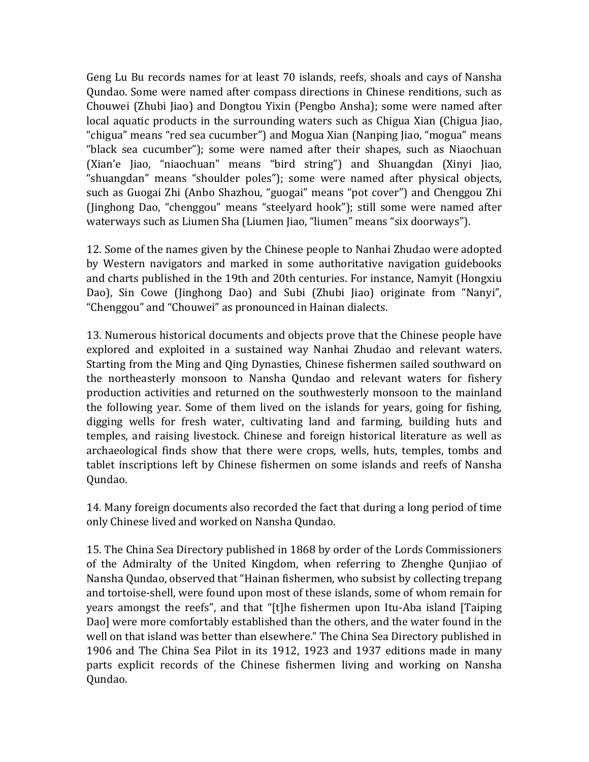Geng Lu Bu records names for at least 70 islands, reefs, shoals and cays of Nansha Qundao. Some were named after compass directions in Chinese renditions, such as Chouwei (Zhubi Jiao) and Dongtou Yixin (Pengbo Ansha); some were named after local aquatic products in the surrounding waters such as Chigua Xian (Chigua Jiao, "chigua" means "red sea cucumber") and Mogua Xian (Nanping Jiao, "mogua" means "black sea cucumber"); some were named after their shapes, such as Niaochuan (Xian'e Jiao, "niaochuan" means "bird string") and Shuangdan (Xinyi Jiao, "shuangdan" means "shoulder poles"); some were named after physical objects, such as Guogai Zhi (Anbo Shazhou, "guogai" means "pot cover") and Chenggou Zhi (Jinghong Dao, "chenggou" means "steelyard hook"); still some were named after waterways such as Liumen Sha (Liumen Jiao, "liumen" means "six doorways").

12. Some of the names given by the Chinese people to Nanhai Zhudao were adopted by Western navigators and marked in some authoritative navigation guidebooks and charts published in the 19th and 20th centuries. For instance, Namyit (Hongxiu Dao), Sin Cowe (Jinghong Dao) and Subi (Zhubi Jiao) originate from "Nanyi", "Chenggou" and "Chouwei" as pronounced in Hainan dialects.

13. Numerous historical documents and objects prove that the Chinese people have explored and exploited in a sustained way Nanhai Zhudao and relevant waters. Starting from the Ming and Qing Dynasties, Chinese fishermen sailed southward on the northeasterly monsoon to Nansha Qundao and relevant waters for fishery production activities and returned on the southwesterly monsoon to the mainland the following year. Some of them lived on the islands for years, going for fishing, digging wells for fresh water, cultivating land and farming, building huts and temples, and raising livestock. Chinese and foreign historical literature as well as archaeological finds show that there were crops, wells, huts, temples, tombs and tablet inscriptions left by Chinese fishermen on some islands and reefs of Nansha Qundao.

14. Many foreign documents also recorded the fact that during a long period of time only Chinese lived and worked on Nansha Qundao.

15. The China Sea Directory published in 1868 by order of the Lords Commissioners of the Admiralty of the United Kingdom, when referring to Zhenghe Qunjiao of Nansha Qundao, observed that "Hainan fishermen, who subsist by collecting trepang and tortoise-shell, were found upon most of these islands, some of whom remain for years amongst the reefs", and that "[t]he fishermen upon Itu-Aba island [Taiping Dao] were more comfortably established than the others, and the water found in the well on that island was better than elsewhere." The China Sea Directory published in 1906 and The China Sea Pilot in its 1912, 1923 and 1937 editions made in many parts explicit records of the Chinese fishermen living and working on Nansha Qundao.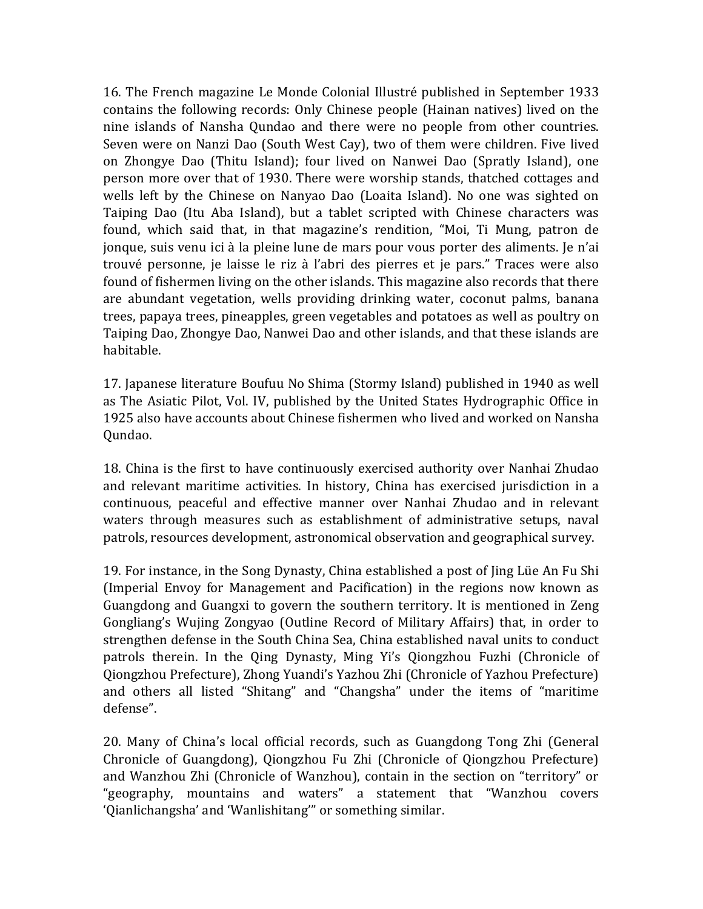16. The French magazine Le Monde Colonial Illustré published in September 1933 contains the following records: Only Chinese people (Hainan natives) lived on the nine islands of Nansha Qundao and there were no people from other countries. Seven were on Nanzi Dao (South West Cay), two of them were children. Five lived on Zhongye Dao (Thitu Island); four lived on Nanwei Dao (Spratly Island), one person more over that of 1930. There were worship stands, thatched cottages and wells left by the Chinese on Nanyao Dao (Loaita Island). No one was sighted on Taiping Dao (Itu Aba Island), but a tablet scripted with Chinese characters was found, which said that, in that magazine's rendition, "Moi, Ti Mung, patron de jonque, suis venu ici à la pleine lune de mars pour vous porter des aliments. Je n'ai trouvé personne, je laisse le riz à l'abri des pierres et je pars." Traces were also found of fishermen living on the other islands. This magazine also records that there are abundant vegetation, wells providing drinking water, coconut palms, banana trees, papaya trees, pineapples, green vegetables and potatoes as well as poultry on Taiping Dao, Zhongye Dao, Nanwei Dao and other islands, and that these islands are habitable.

17. Japanese literature Boufuu No Shima (Stormy Island) published in 1940 as well as The Asiatic Pilot, Vol. IV, published by the United States Hydrographic Office in 1925 also have accounts about Chinese fishermen who lived and worked on Nansha Qundao.

18. China is the first to have continuously exercised authority over Nanhai Zhudao and relevant maritime activities. In history, China has exercised jurisdiction in a continuous, peaceful and effective manner over Nanhai Zhudao and in relevant waters through measures such as establishment of administrative setups, naval patrols, resources development, astronomical observation and geographical survey.

19. For instance, in the Song Dynasty, China established a post of Jing Lüe An Fu Shi (Imperial Envoy for Management and Pacification) in the regions now known as Guangdong and Guangxi to govern the southern territory. It is mentioned in Zeng Gongliang's Wujing Zongyao (Outline Record of Military Affairs) that, in order to strengthen defense in the South China Sea, China established naval units to conduct patrols therein. In the Qing Dynasty, Ming Yi's Qiongzhou Fuzhi (Chronicle of Qiongzhou Prefecture), Zhong Yuandi's Yazhou Zhi (Chronicle of Yazhou Prefecture) and others all listed "Shitang" and "Changsha" under the items of "maritime defense".

20. Many of China's local official records, such as Guangdong Tong Zhi (General Chronicle of Guangdong), Qiongzhou Fu Zhi (Chronicle of Qiongzhou Prefecture) and Wanzhou Zhi (Chronicle of Wanzhou), contain in the section on "territory" or "geography, mountains and waters" a statement that "Wanzhou covers 'Qianlichangsha' and 'Wanlishitang'" or something similar.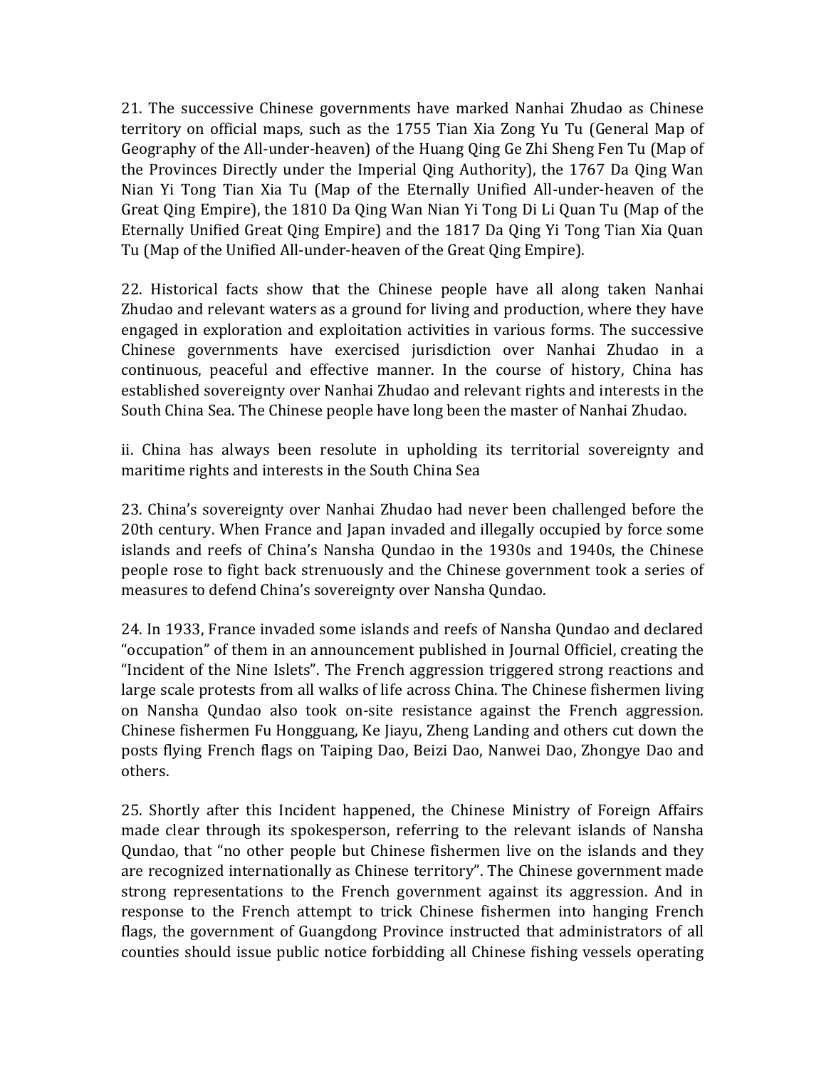21. The successive Chinese governments have marked Nanhai Zhudao as Chinese territory on official maps, such as the 1755 Tian Xia Zong Yu Tu (General Map of Geography of the All-under-heaven) of the Huang Qing Ge Zhi Sheng Fen Tu (Map of the Provinces Directly under the Imperial Qing Authority), the 1767 Da Qing Wan Nian Yi Tong Tian Xia Tu (Map of the Eternally Unified All-under-heaven of the Great Qing Empire), the 1810 Da Qing Wan Nian Yi Tong Di Li Quan Tu (Map of the Eternally Unified Great Qing Empire) and the 1817 Da Qing Yi Tong Tian Xia Quan Tu (Map of the Unified All-under-heaven of the Great Qing Empire).

22. Historical facts show that the Chinese people have all along taken Nanhai Zhudao and relevant waters as a ground for living and production, where they have engaged in exploration and exploitation activities in various forms. The successive Chinese governments have exercised jurisdiction over Nanhai Zhudao in a continuous, peaceful and effective manner. In the course of history, China has established sovereignty over Nanhai Zhudao and relevant rights and interests in the South China Sea. The Chinese people have long been the master of Nanhai Zhudao.

ii. China has always been resolute in upholding its territorial sovereignty and maritime rights and interests in the South China Sea

23. China's sovereignty over Nanhai Zhudao had never been challenged before the 20th century. When France and Japan invaded and illegally occupied by force some islands and reefs of China's Nansha Qundao in the 1930s and 1940s, the Chinese people rose to fight back strenuously and the Chinese government took a series of measures to defend China's sovereignty over Nansha Qundao.

24. In 1933, France invaded some islands and reefs of Nansha Qundao and declared "occupation" of them in an announcement published in Journal Officiel, creating the "Incident of the Nine Islets". The French aggression triggered strong reactions and large scale protests from all walks of life across China. The Chinese fishermen living on Nansha Qundao also took on-site resistance against the French aggression. Chinese fishermen Fu Hongguang, Ke Jiayu, Zheng Landing and others cut down the posts flying French flags on Taiping Dao, Beizi Dao, Nanwei Dao, Zhongye Dao and others.

25. Shortly after this Incident happened, the Chinese Ministry of Foreign Affairs made clear through its spokesperson, referring to the relevant islands of Nansha Qundao, that "no other people but Chinese fishermen live on the islands and they are recognized internationally as Chinese territory". The Chinese government made strong representations to the French government against its aggression. And in response to the French attempt to trick Chinese fishermen into hanging French flags, the government of Guangdong Province instructed that administrators of all counties should issue public notice forbidding all Chinese fishing vessels operating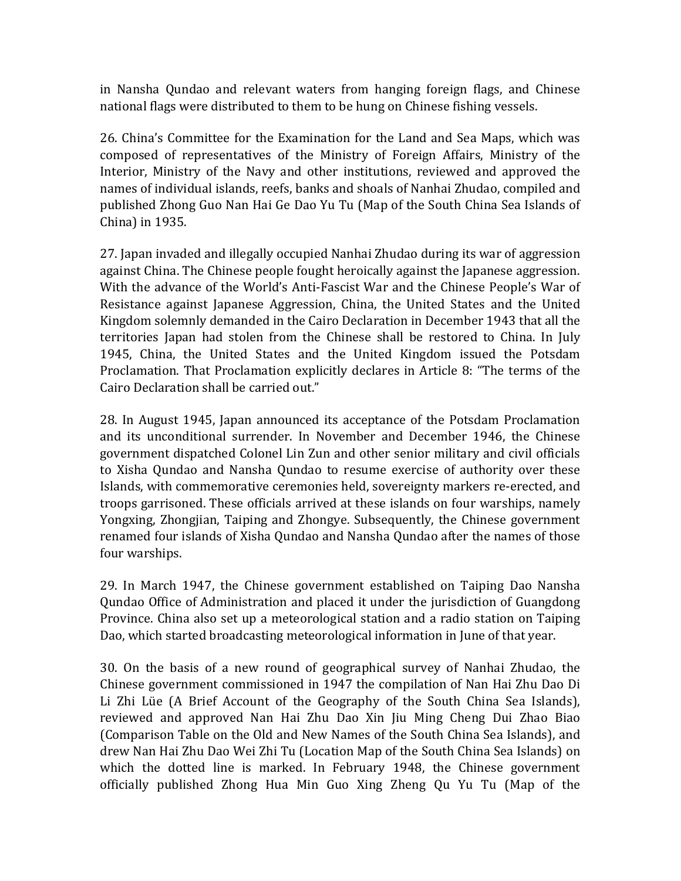in Nansha Qundao and relevant waters from hanging foreign flags, and Chinese national flags were distributed to them to be hung on Chinese fishing vessels.

26. China's Committee for the Examination for the Land and Sea Maps, which was composed of representatives of the Ministry of Foreign Affairs, Ministry of the Interior, Ministry of the Navy and other institutions, reviewed and approved the names of individual islands, reefs, banks and shoals of Nanhai Zhudao, compiled and published Zhong Guo Nan Hai Ge Dao Yu Tu (Map of the South China Sea Islands of China) in 1935.

27. Japan invaded and illegally occupied Nanhai Zhudao during its war of aggression against China. The Chinese people fought heroically against the Japanese aggression. With the advance of the World's Anti-Fascist War and the Chinese People's War of Resistance against Japanese Aggression, China, the United States and the United Kingdom solemnly demanded in the Cairo Declaration in December 1943 that all the territories Japan had stolen from the Chinese shall be restored to China. In July 1945, China, the United States and the United Kingdom issued the Potsdam Proclamation. That Proclamation explicitly declares in Article 8: "The terms of the Cairo Declaration shall be carried out."

28. In August 1945, Japan announced its acceptance of the Potsdam Proclamation and its unconditional surrender. In November and December 1946, the Chinese government dispatched Colonel Lin Zun and other senior military and civil officials to Xisha Qundao and Nansha Qundao to resume exercise of authority over these Islands, with commemorative ceremonies held, sovereignty markers re-erected, and troops garrisoned. These officials arrived at these islands on four warships, namely Yongxing, Zhongjian, Taiping and Zhongye. Subsequently, the Chinese government renamed four islands of Xisha Qundao and Nansha Qundao after the names of those four warships.

29. In March 1947, the Chinese government established on Taiping Dao Nansha Qundao Office of Administration and placed it under the jurisdiction of Guangdong Province. China also set up a meteorological station and a radio station on Taiping Dao, which started broadcasting meteorological information in June of that year.

30. On the basis of a new round of geographical survey of Nanhai Zhudao, the Chinese government commissioned in 1947 the compilation of Nan Hai Zhu Dao Di Li Zhi Lüe (A Brief Account of the Geography of the South China Sea Islands), reviewed and approved Nan Hai Zhu Dao Xin Jiu Ming Cheng Dui Zhao Biao (Comparison Table on the Old and New Names of the South China Sea Islands), and drew Nan Hai Zhu Dao Wei Zhi Tu (Location Map of the South China Sea Islands) on which the dotted line is marked. In February 1948, the Chinese government officially published Zhong Hua Min Guo Xing Zheng Qu Yu Tu (Map of the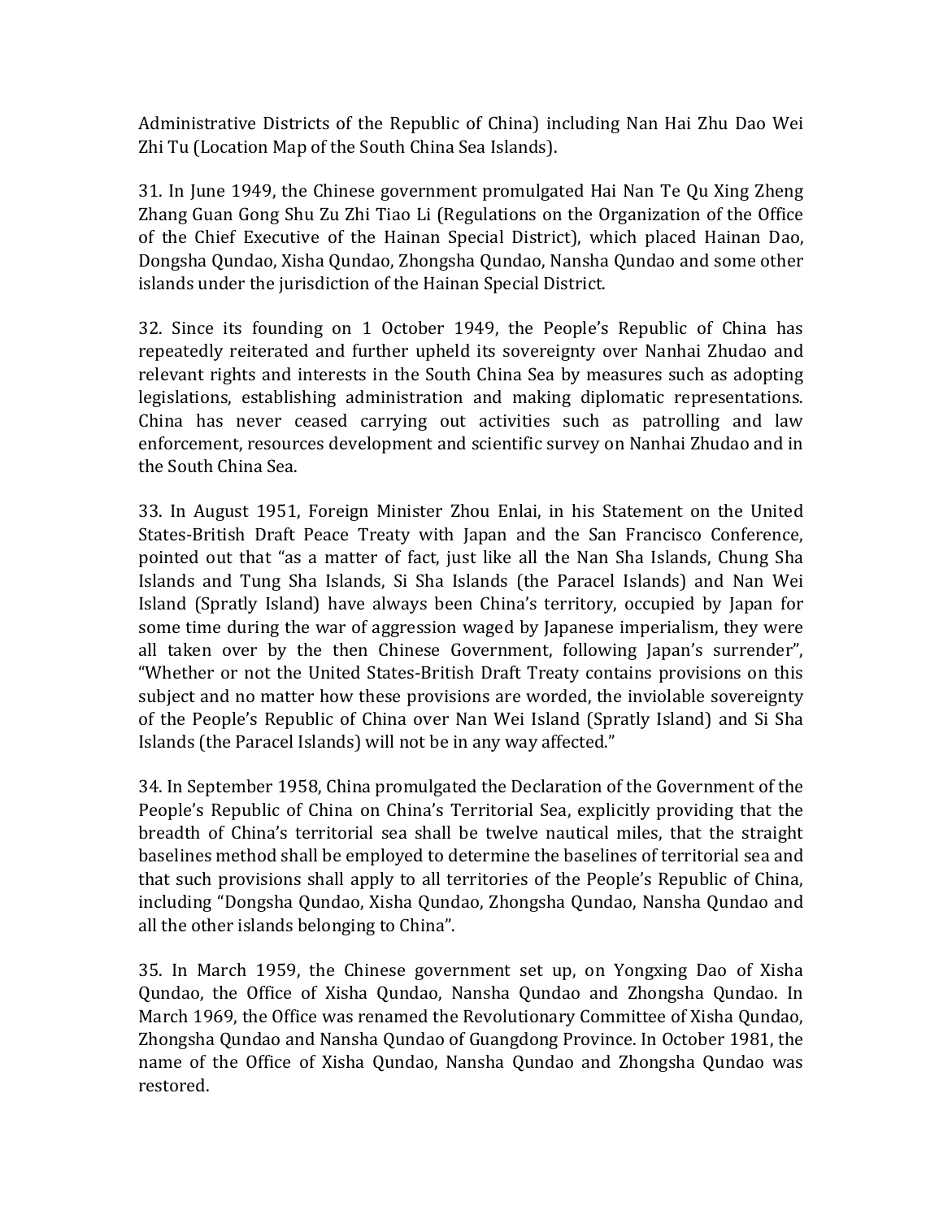Administrative Districts of the Republic of China) including Nan Hai Zhu Dao Wei Zhi Tu (Location Map of the South China Sea Islands).

31. In June 1949, the Chinese government promulgated Hai Nan Te Qu Xing Zheng Zhang Guan Gong Shu Zu Zhi Tiao Li (Regulations on the Organization of the Office of the Chief Executive of the Hainan Special District), which placed Hainan Dao, Dongsha Qundao, Xisha Qundao, Zhongsha Qundao, Nansha Qundao and some other islands under the jurisdiction of the Hainan Special District.

32. Since its founding on 1 October 1949, the People's Republic of China has repeatedly reiterated and further upheld its sovereignty over Nanhai Zhudao and relevant rights and interests in the South China Sea by measures such as adopting legislations, establishing administration and making diplomatic representations. China has never ceased carrying out activities such as patrolling and law enforcement, resources development and scientific survey on Nanhai Zhudao and in the South China Sea.

33. In August 1951, Foreign Minister Zhou Enlai, in his Statement on the United States-British Draft Peace Treaty with Japan and the San Francisco Conference, pointed out that "as a matter of fact, just like all the Nan Sha Islands, Chung Sha Islands and Tung Sha Islands, Si Sha Islands (the Paracel Islands) and Nan Wei Island (Spratly Island) have always been China's territory, occupied by Japan for some time during the war of aggression waged by Japanese imperialism, they were all taken over by the then Chinese Government, following Japan's surrender", "Whether or not the United States-British Draft Treaty contains provisions on this subject and no matter how these provisions are worded, the inviolable sovereignty of the People's Republic of China over Nan Wei Island (Spratly Island) and Si Sha Islands (the Paracel Islands) will not be in any way affected."

34. In September 1958, China promulgated the Declaration of the Government of the People's Republic of China on China's Territorial Sea, explicitly providing that the breadth of China's territorial sea shall be twelve nautical miles, that the straight baselines method shall be employed to determine the baselines of territorial sea and that such provisions shall apply to all territories of the People's Republic of China, including "Dongsha Qundao, Xisha Qundao, Zhongsha Qundao, Nansha Qundao and all the other islands belonging to China".

35. In March 1959, the Chinese government set up, on Yongxing Dao of Xisha Qundao, the Office of Xisha Qundao, Nansha Qundao and Zhongsha Qundao. In March 1969, the Office was renamed the Revolutionary Committee of Xisha Qundao, Zhongsha Qundao and Nansha Qundao of Guangdong Province. In October 1981, the name of the Office of Xisha Qundao, Nansha Qundao and Zhongsha Qundao was restored.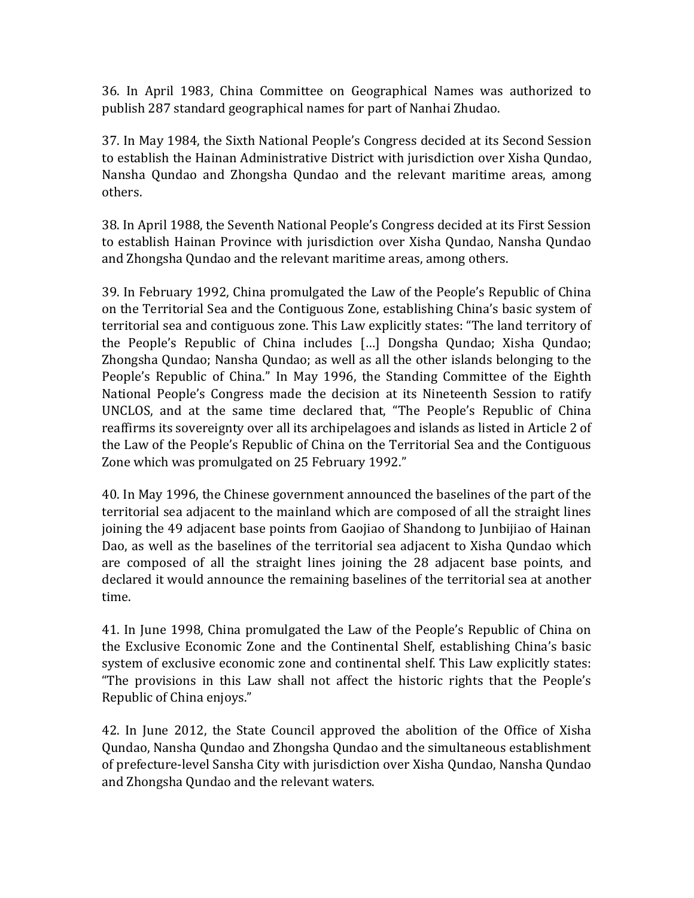36. In April 1983, China Committee on Geographical Names was authorized to publish 287 standard geographical names for part of Nanhai Zhudao.

37. In May 1984, the Sixth National People's Congress decided at its Second Session to establish the Hainan Administrative District with jurisdiction over Xisha Qundao, Nansha Qundao and Zhongsha Qundao and the relevant maritime areas, among others.

38. In April 1988, the Seventh National People's Congress decided at its First Session to establish Hainan Province with jurisdiction over Xisha Qundao, Nansha Qundao and Zhongsha Qundao and the relevant maritime areas, among others.

39. In February 1992, China promulgated the Law of the People's Republic of China on the Territorial Sea and the Contiguous Zone, establishing China's basic system of territorial sea and contiguous zone. This Law explicitly states: "The land territory of the People's Republic of China includes [...] Dongsha Qundao; Xisha Qundao; Zhongsha Qundao; Nansha Qundao; as well as all the other islands belonging to the People's Republic of China." In May 1996, the Standing Committee of the Eighth National People's Congress made the decision at its Nineteenth Session to ratify UNCLOS, and at the same time declared that, "The People's Republic of China reaffirms its sovereignty over all its archipelagoes and islands as listed in Article 2 of the Law of the People's Republic of China on the Territorial Sea and the Contiguous Zone which was promulgated on 25 February 1992."

40. In May 1996, the Chinese government announced the baselines of the part of the territorial sea adjacent to the mainland which are composed of all the straight lines joining the 49 adjacent base points from Gaojiao of Shandong to Junbijiao of Hainan Dao, as well as the baselines of the territorial sea adjacent to Xisha Qundao which are composed of all the straight lines joining the 28 adjacent base points, and declared it would announce the remaining baselines of the territorial sea at another time.

41. In June 1998, China promulgated the Law of the People's Republic of China on the Exclusive Economic Zone and the Continental Shelf, establishing China's basic system of exclusive economic zone and continental shelf. This Law explicitly states: "The provisions in this Law shall not affect the historic rights that the People's Republic of China enjoys."

42. In June 2012, the State Council approved the abolition of the Office of Xisha Qundao, Nansha Qundao and Zhongsha Qundao and the simultaneous establishment of prefecture-level Sansha City with jurisdiction over Xisha Qundao, Nansha Qundao and Zhongsha Qundao and the relevant waters.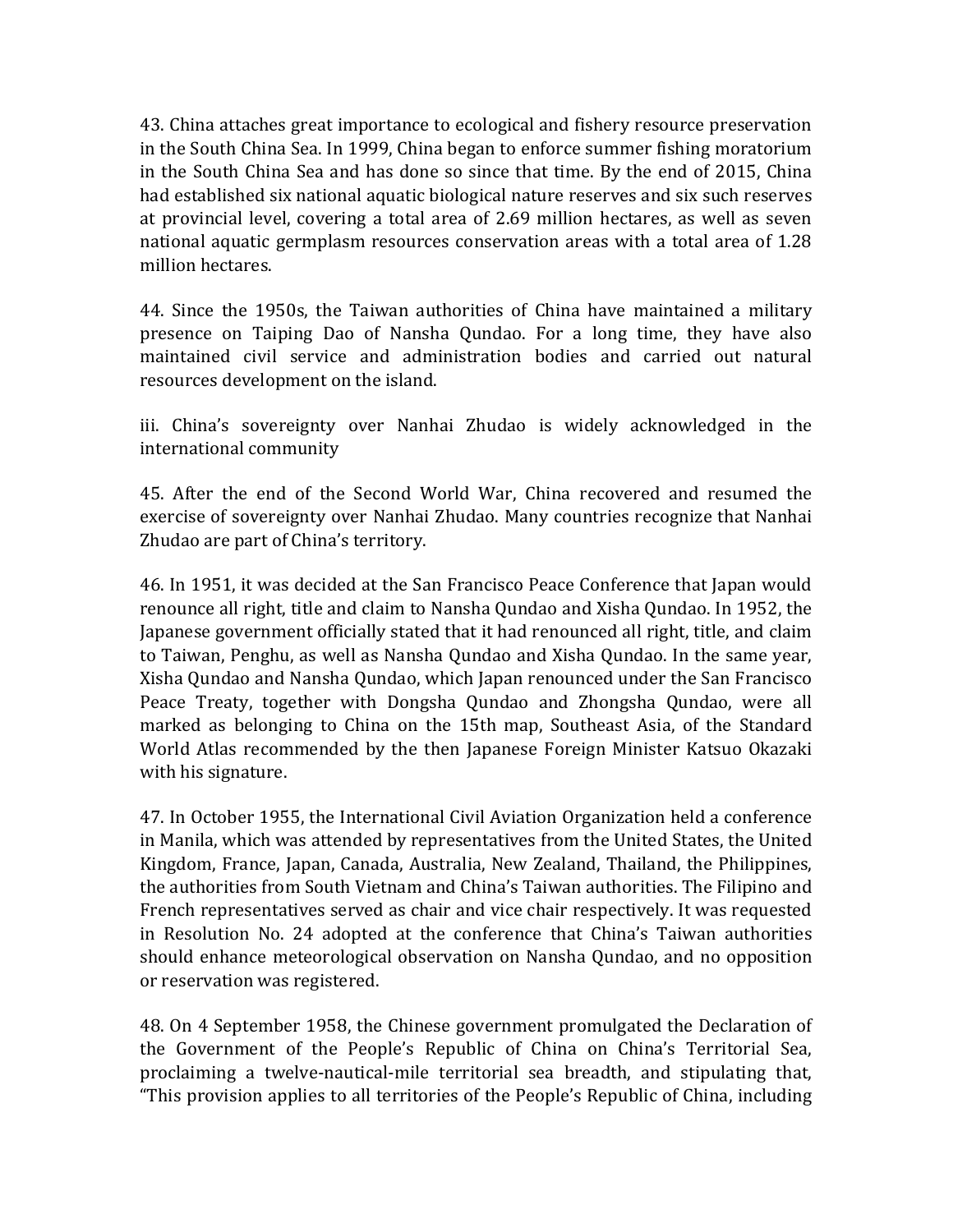43. China attaches great importance to ecological and fishery resource preservation in the South China Sea. In 1999, China began to enforce summer fishing moratorium in the South China Sea and has done so since that time. By the end of 2015, China had established six national aquatic biological nature reserves and six such reserves at provincial level, covering a total area of 2.69 million hectares, as well as seven national aquatic germplasm resources conservation areas with a total area of 1.28 million hectares.

44. Since the 1950s, the Taiwan authorities of China have maintained a military presence on Taiping Dao of Nansha Qundao. For a long time, they have also maintained civil service and administration bodies and carried out natural resources development on the island.

### iii. China's sovereignty over Nanhai Zhudao is widely acknowledged in the international community

45. After the end of the Second World War, China recovered and resumed the exercise of sovereignty over Nanhai Zhudao. Many countries recognize that Nanhai Zhudao are part of China's territory.

46. In 1951, it was decided at the San Francisco Peace Conference that Japan would renounce all right, title and claim to Nansha Qundao and Xisha Qundao. In 1952, the Japanese government officially stated that it had renounced all right, title, and claim to Taiwan, Penghu, as well as Nansha Qundao and Xisha Qundao. In the same year, Xisha Qundao and Nansha Qundao, which Japan renounced under the San Francisco Peace Treaty, together with Dongsha Qundao and Zhongsha Qundao, were all marked as belonging to China on the 15th map, Southeast Asia, of the Standard World Atlas recommended by the then Japanese Foreign Minister Katsuo Okazaki with his signature.

47. In October 1955, the International Civil Aviation Organization held a conference in Manila, which was attended by representatives from the United States, the United Kingdom, France, Japan, Canada, Australia, New Zealand, Thailand, the Philippines, the authorities from South Vietnam and China's Taiwan authorities. The Filipino and French representatives served as chair and vice chair respectively. It was requested in Resolution No. 24 adopted at the conference that China's Taiwan authorities should enhance meteorological observation on Nansha Qundao, and no opposition or reservation was registered.

48. On 4 September 1958, the Chinese government promulgated the Declaration of the Government of the People's Republic of China on China's Territorial Sea, proclaiming a twelve-nautical-mile territorial sea breadth, and stipulating that, "This provision applies to all territories of the People's Republic of China, including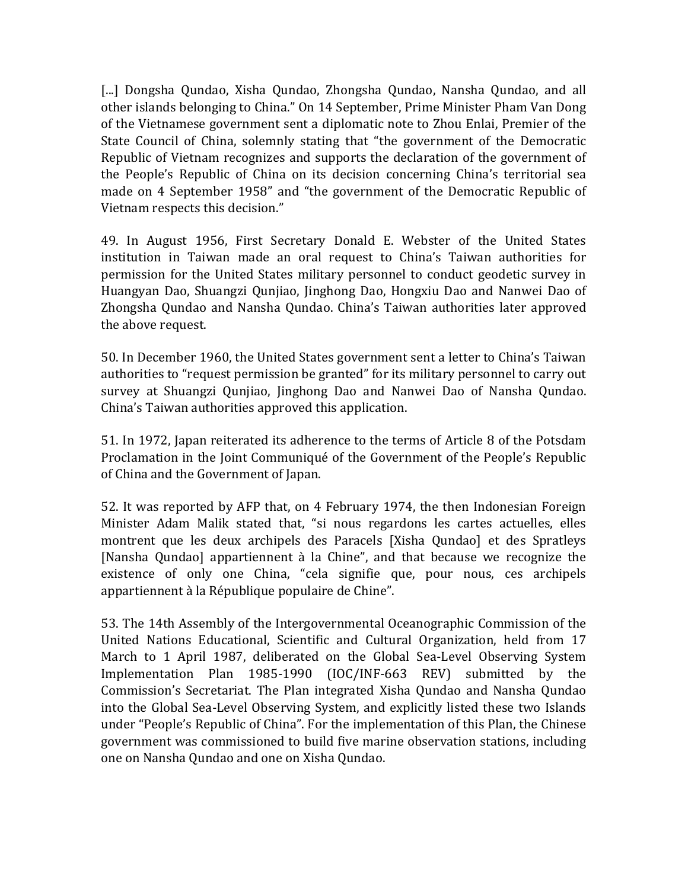[...] Dongsha Qundao, Xisha Qundao, Zhongsha Qundao, Nansha Qundao, and all other islands belonging to China." On 14 September, Prime Minister Pham Van Dong of the Vietnamese government sent a diplomatic note to Zhou Enlai, Premier of the State Council of China, solemnly stating that "the government of the Democratic Republic of Vietnam recognizes and supports the declaration of the government of the People's Republic of China on its decision concerning China's territorial sea made on 4 September 1958" and "the government of the Democratic Republic of Vietnam respects this decision."

49. In August 1956, First Secretary Donald E. Webster of the United States institution in Taiwan made an oral request to China's Taiwan authorities for permission for the United States military personnel to conduct geodetic survey in Huangyan Dao, Shuangzi Qunjiao, Jinghong Dao, Hongxiu Dao and Nanwei Dao of Zhongsha Qundao and Nansha Qundao. China's Taiwan authorities later approved the above request.

50. In December 1960, the United States government sent a letter to China's Taiwan authorities to "request permission be granted" for its military personnel to carry out survey at Shuangzi Qunjiao, Jinghong Dao and Nanwei Dao of Nansha Qundao. China's Taiwan authorities approved this application.

51. In 1972, Japan reiterated its adherence to the terms of Article 8 of the Potsdam Proclamation in the Joint Communiqué of the Government of the People's Republic of China and the Government of Japan.

52. It was reported by AFP that, on 4 February 1974, the then Indonesian Foreign Minister Adam Malik stated that, "si nous regardons les cartes actuelles, elles montrent que les deux archipels des Paracels [Xisha Qundao] et des Spratleys [Nansha Qundao] appartiennent à la Chine", and that because we recognize the existence of only one China, "cela signifie que, pour nous, ces archipels appartiennent à la République populaire de Chine".

53. The 14th Assembly of the Intergovernmental Oceanographic Commission of the United Nations Educational, Scientific and Cultural Organization, held from 17 March to 1 April 1987, deliberated on the Global Sea-Level Observing System Implementation Plan 1985-1990 (IOC/INF-663 REV) submitted by the Commission's Secretariat. The Plan integrated Xisha Qundao and Nansha Qundao into the Global Sea-Level Observing System, and explicitly listed these two Islands under "People's Republic of China". For the implementation of this Plan, the Chinese government was commissioned to build five marine observation stations, including one on Nansha Qundao and one on Xisha Qundao.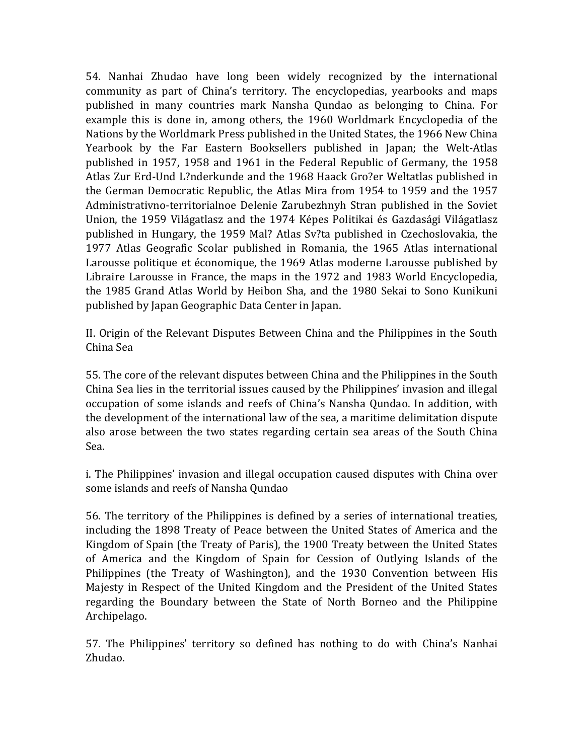54. Nanhai Zhudao have long been widely recognized by the international community as part of China's territory. The encyclopedias, yearbooks and maps published in many countries mark Nansha Qundao as belonging to China. For example this is done in, among others, the 1960 Worldmark Encyclopedia of the Nations by the Worldmark Press published in the United States, the 1966 New China Yearbook by the Far Eastern Booksellers published in Japan; the Welt-Atlas published in 1957, 1958 and 1961 in the Federal Republic of Germany, the 1958 Atlas Zur Erd-Und L?nderkunde and the 1968 Haack Gro?er Weltatlas published in the German Democratic Republic, the Atlas Mira from 1954 to 1959 and the 1957 Administrativno-territorialnoe Delenie Zarubezhnyh Stran published in the Soviet Union, the 1959 Világatlasz and the 1974 Képes Politikai és Gazdasági Világatlasz published in Hungary, the 1959 Mal? Atlas Sv?ta published in Czechoslovakia, the 1977 Atlas Geografic Scolar published in Romania, the 1965 Atlas international Larousse politique et économique, the 1969 Atlas moderne Larousse published by Libraire Larousse in France, the maps in the 1972 and 1983 World Encyclopedia, the 1985 Grand Atlas World by Heibon Sha, and the 1980 Sekai to Sono Kunikuni published by Japan Geographic Data Center in Japan.

## II. Origin of the Relevant Disputes Between China and the Philippines in the South China Sea

55. The core of the relevant disputes between China and the Philippines in the South China Sea lies in the territorial issues caused by the Philippines' invasion and illegal occupation of some islands and reefs of China's Nansha Qundao. In addition, with the development of the international law of the sea, a maritime delimitation dispute also arose between the two states regarding certain sea areas of the South China Sea.

### i. The Philippines' invasion and illegal occupation caused disputes with China over some islands and reefs of Nansha Qundao

56. The territory of the Philippines is defined by a series of international treaties, including the 1898 Treaty of Peace between the United States of America and the Kingdom of Spain (the Treaty of Paris), the 1900 Treaty between the United States of America and the Kingdom of Spain for Cession of Outlying Islands of the Philippines (the Treaty of Washington), and the 1930 Convention between His Majesty in Respect of the United Kingdom and the President of the United States regarding the Boundary between the State of North Borneo and the Philippine Archipelago.

57. The Philippines' territory so defined has nothing to do with China's Nanhai Zhudao.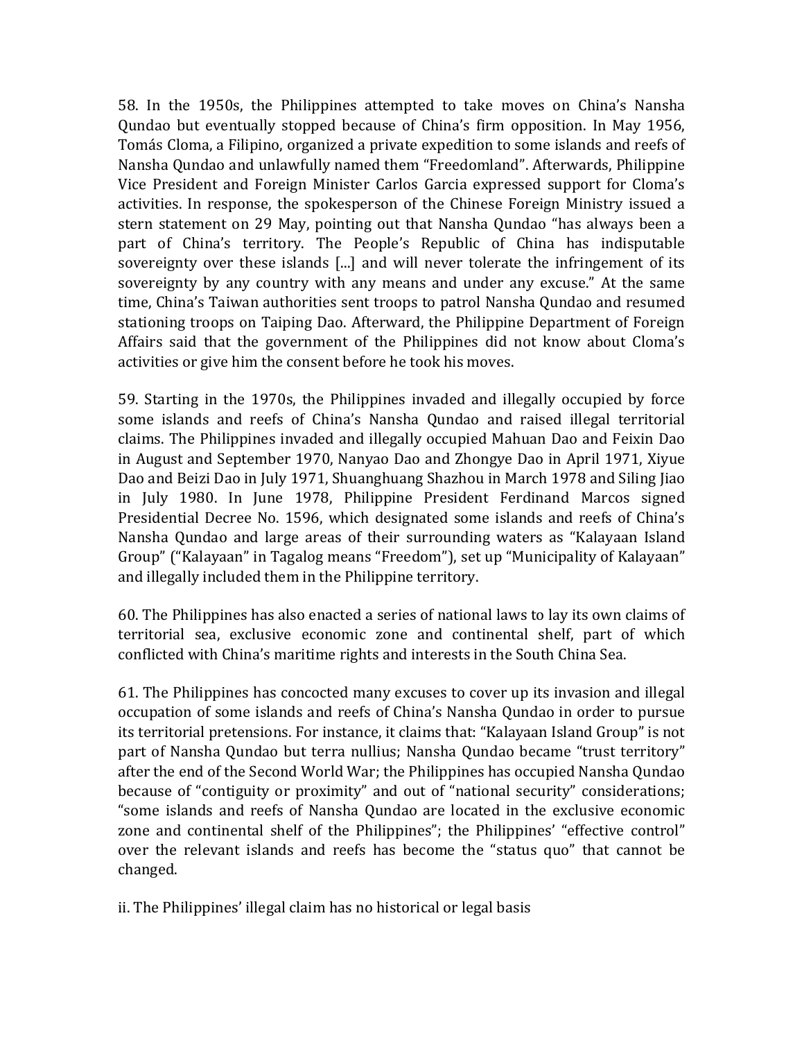58. In the 1950s, the Philippines attempted to take moves on China's Nansha Qundao but eventually stopped because of China's firm opposition. In May 1956, Tomás Cloma, a Filipino, organized a private expedition to some islands and reefs of Nansha Qundao and unlawfully named them "Freedomland". Afterwards, Philippine Vice President and Foreign Minister Carlos Garcia expressed support for Cloma's activities. In response, the spokesperson of the Chinese Foreign Ministry issued a stern statement on 29 May, pointing out that Nansha Qundao "has always been a part of China's territory. The People's Republic of China has indisputable sovereignty over these islands [...] and will never tolerate the infringement of its sovereignty by any country with any means and under any excuse." At the same time, China's Taiwan authorities sent troops to patrol Nansha Qundao and resumed stationing troops on Taiping Dao. Afterward, the Philippine Department of Foreign Affairs said that the government of the Philippines did not know about Cloma's activities or give him the consent before he took his moves.

59. Starting in the 1970s, the Philippines invaded and illegally occupied by force some islands and reefs of China's Nansha Qundao and raised illegal territorial claims. The Philippines invaded and illegally occupied Mahuan Dao and Feixin Dao in August and September 1970, Nanyao Dao and Zhongye Dao in April 1971, Xiyue Dao and Beizi Dao in July 1971, Shuanghuang Shazhou in March 1978 and Siling Jiao in July 1980. In June 1978, Philippine President Ferdinand Marcos signed Presidential Decree No. 1596, which designated some islands and reefs of China's Nansha Qundao and large areas of their surrounding waters as "Kalayaan Island Group" ("Kalayaan" in Tagalog means "Freedom"), set up "Municipality of Kalayaan" and illegally included them in the Philippine territory.

60. The Philippines has also enacted a series of national laws to lay its own claims of territorial sea, exclusive economic zone and continental shelf, part of which conflicted with China's maritime rights and interests in the South China Sea.

61. The Philippines has concocted many excuses to cover up its invasion and illegal occupation of some islands and reefs of China's Nansha Qundao in order to pursue its territorial pretensions. For instance, it claims that: "Kalayaan Island Group" is not part of Nansha Qundao but terra nullius; Nansha Qundao became "trust territory" after the end of the Second World War; the Philippines has occupied Nansha Qundao because of "contiguity or proximity" and out of "national security" considerations; "some islands and reefs of Nansha Qundao are located in the exclusive economic zone and continental shelf of the Philippines"; the Philippines' "effective control" over the relevant islands and reefs has become the "status quo" that cannot be changed.

### ii. The Philippines' illegal claim has no historical or legal basis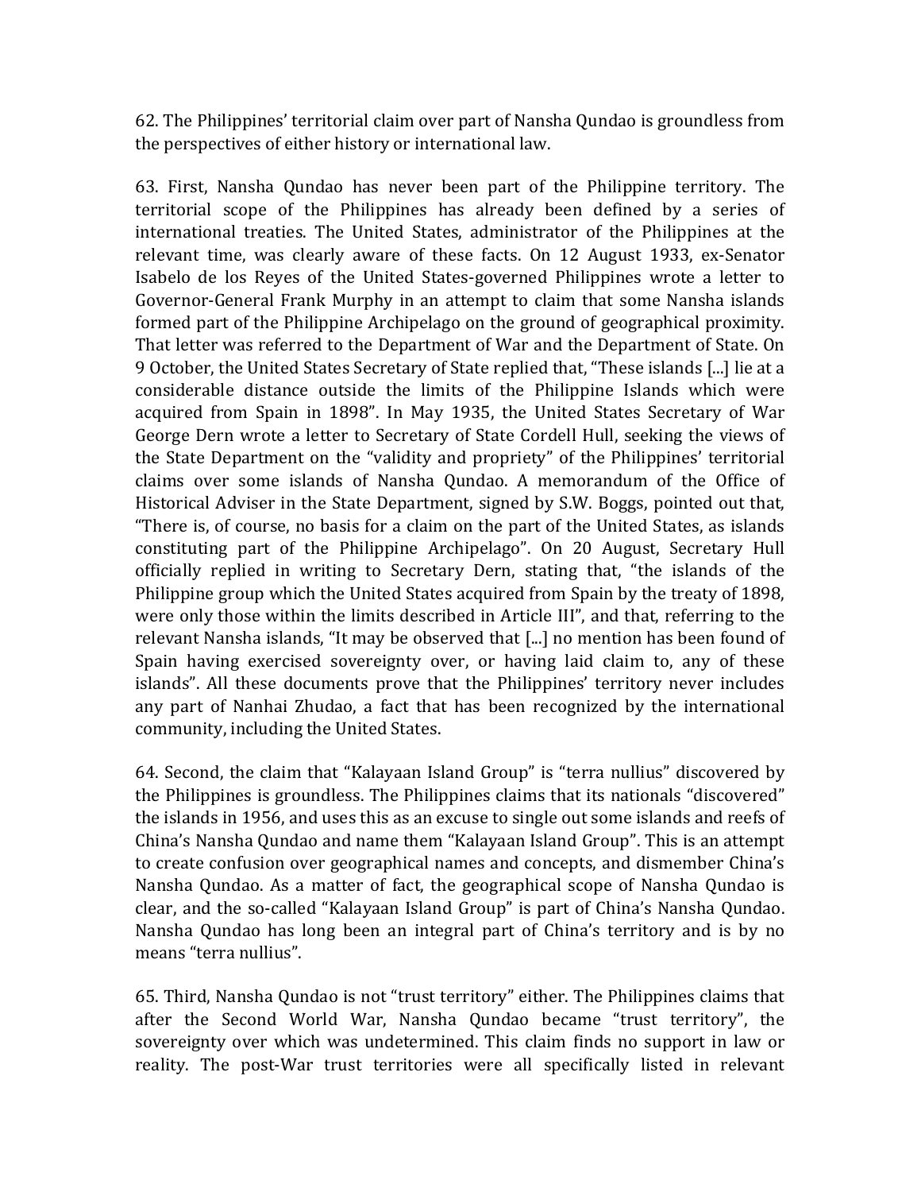62. The Philippines' territorial claim over part of Nansha Qundao is groundless from the perspectives of either history or international law.

63. First, Nansha Qundao has never been part of the Philippine territory. The territorial scope of the Philippines has already been defined by a series of international treaties. The United States, administrator of the Philippines at the relevant time, was clearly aware of these facts. On 12 August 1933, ex-Senator Isabelo de los Reyes of the United States-governed Philippines wrote a letter to Governor-General Frank Murphy in an attempt to claim that some Nansha islands formed part of the Philippine Archipelago on the ground of geographical proximity. That letter was referred to the Department of War and the Department of State. On 9 October, the United States Secretary of State replied that, "These islands [...] lie at a considerable distance outside the limits of the Philippine Islands which were acquired from Spain in 1898". In May 1935, the United States Secretary of War George Dern wrote a letter to Secretary of State Cordell Hull, seeking the views of the State Department on the "validity and propriety" of the Philippines' territorial claims over some islands of Nansha Qundao. A memorandum of the Office of Historical Adviser in the State Department, signed by S.W. Boggs, pointed out that, "There is, of course, no basis for a claim on the part of the United States, as islands constituting part of the Philippine Archipelago". On 20 August, Secretary Hull officially replied in writing to Secretary Dern, stating that, "the islands of the Philippine group which the United States acquired from Spain by the treaty of 1898, were only those within the limits described in Article III", and that, referring to the relevant Nansha islands, "It may be observed that [...] no mention has been found of Spain having exercised sovereignty over, or having laid claim to, any of these islands". All these documents prove that the Philippines' territory never includes any part of Nanhai Zhudao, a fact that has been recognized by the international community, including the United States.

64. Second, the claim that "Kalayaan Island Group" is "terra nullius" discovered by the Philippines is groundless. The Philippines claims that its nationals "discovered" the islands in 1956, and uses this as an excuse to single out some islands and reefs of China's Nansha Qundao and name them "Kalayaan Island Group". This is an attempt to create confusion over geographical names and concepts, and dismember China's Nansha Qundao. As a matter of fact, the geographical scope of Nansha Qundao is clear, and the so-called "Kalayaan Island Group" is part of China's Nansha Qundao. Nansha Qundao has long been an integral part of China's territory and is by no means "terra nullius".

65. Third, Nansha Qundao is not "trust territory" either. The Philippines claims that after the Second World War, Nansha Qundao became "trust territory", the sovereignty over which was undetermined. This claim finds no support in law or reality. The post-War trust territories were all specifically listed in relevant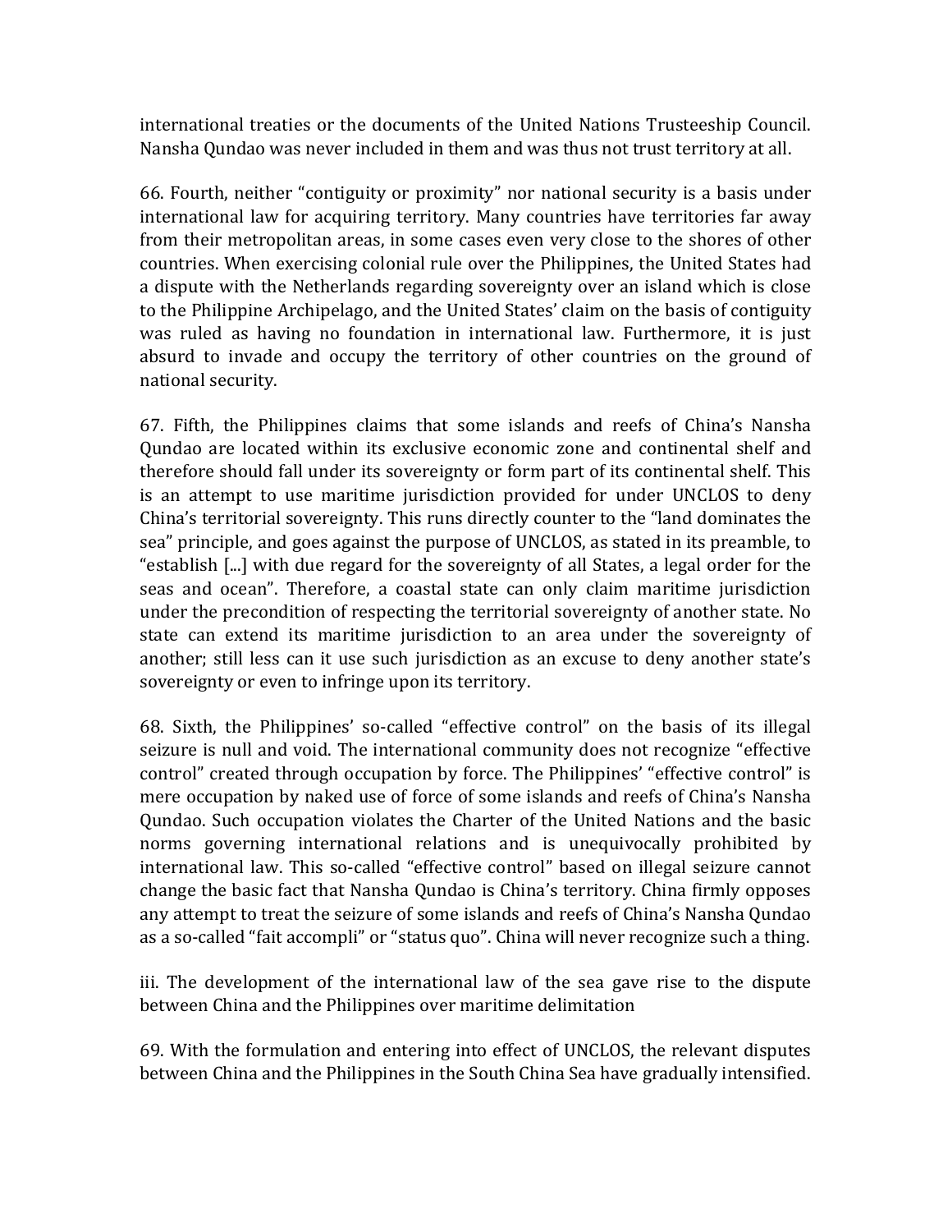international treaties or the documents of the United Nations Trusteeship Council. Nansha Qundao was never included in them and was thus not trust territory at all.

66. Fourth, neither "contiguity or proximity" nor national security is a basis under international law for acquiring territory. Many countries have territories far away from their metropolitan areas, in some cases even very close to the shores of other countries. When exercising colonial rule over the Philippines, the United States had a dispute with the Netherlands regarding sovereignty over an island which is close to the Philippine Archipelago, and the United States' claim on the basis of contiguity was ruled as having no foundation in international law. Furthermore, it is just absurd to invade and occupy the territory of other countries on the ground of national security.

67. Fifth, the Philippines claims that some islands and reefs of China's Nansha Qundao are located within its exclusive economic zone and continental shelf and therefore should fall under its sovereignty or form part of its continental shelf. This is an attempt to use maritime jurisdiction provided for under UNCLOS to deny China's territorial sovereignty. This runs directly counter to the "land dominates the sea" principle, and goes against the purpose of UNCLOS, as stated in its preamble, to "establish [...] with due regard for the sovereignty of all States, a legal order for the seas and ocean". Therefore, a coastal state can only claim maritime jurisdiction under the precondition of respecting the territorial sovereignty of another state. No state can extend its maritime jurisdiction to an area under the sovereignty of another; still less can it use such jurisdiction as an excuse to deny another state's sovereignty or even to infringe upon its territory.

68. Sixth, the Philippines' so-called "effective control" on the basis of its illegal seizure is null and void. The international community does not recognize "effective control" created through occupation by force. The Philippines' "effective control" is mere occupation by naked use of force of some islands and reefs of China's Nansha Qundao. Such occupation violates the Charter of the United Nations and the basic norms governing international relations and is unequivocally prohibited by international law. This so-called "effective control" based on illegal seizure cannot change the basic fact that Nansha Qundao is China's territory. China firmly opposes any attempt to treat the seizure of some islands and reefs of China's Nansha Qundao as a so-called "fait accompli" or "status quo". China will never recognize such a thing.

iii. The development of the international law of the sea gave rise to the dispute between China and the Philippines over maritime delimitation

69. With the formulation and entering into effect of UNCLOS, the relevant disputes between China and the Philippines in the South China Sea have gradually intensified.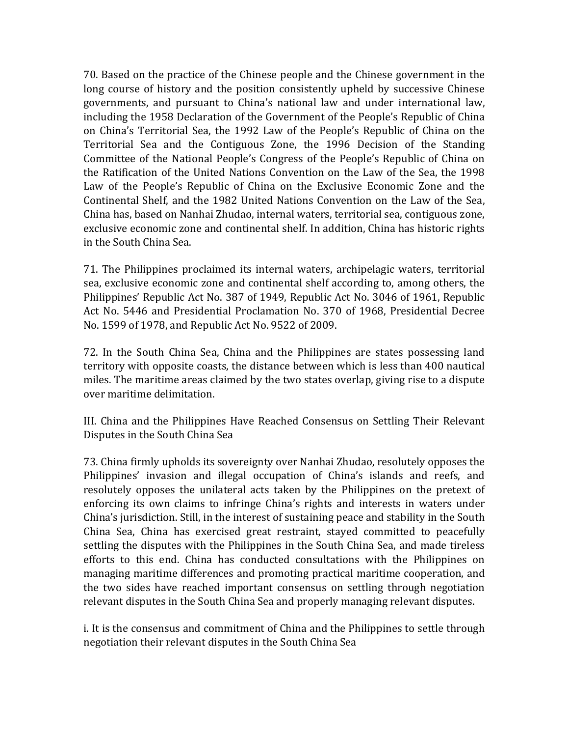70. Based on the practice of the Chinese people and the Chinese government in the long course of history and the position consistently upheld by successive Chinese governments, and pursuant to China's national law and under international law, including the 1958 Declaration of the Government of the People's Republic of China on China's Territorial Sea, the 1992 Law of the People's Republic of China on the Territorial Sea and the Contiguous Zone, the 1996 Decision of the Standing Committee of the National People's Congress of the People's Republic of China on the Ratification of the United Nations Convention on the Law of the Sea, the 1998 Law of the People's Republic of China on the Exclusive Economic Zone and the Continental Shelf, and the 1982 United Nations Convention on the Law of the Sea, China has, based on Nanhai Zhudao, internal waters, territorial sea, contiguous zone, exclusive economic zone and continental shelf. In addition, China has historic rights in the South China Sea.

71. The Philippines proclaimed its internal waters, archipelagic waters, territorial sea, exclusive economic zone and continental shelf according to, among others, the Philippines' Republic Act No. 387 of 1949, Republic Act No. 3046 of 1961, Republic Act No. 5446 and Presidential Proclamation No. 370 of 1968, Presidential Decree No. 1599 of 1978, and Republic Act No. 9522 of 2009.

72. In the South China Sea, China and the Philippines are states possessing land territory with opposite coasts, the distance between which is less than 400 nautical miles. The maritime areas claimed by the two states overlap, giving rise to a dispute over maritime delimitation.

## III. China and the Philippines Have Reached Consensus on Settling Their Relevant Disputes in the South China Sea

73. China firmly upholds its sovereignty over Nanhai Zhudao, resolutely opposes the Philippines' invasion and illegal occupation of China's islands and reefs, and resolutely opposes the unilateral acts taken by the Philippines on the pretext of enforcing its own claims to infringe China's rights and interests in waters under China's jurisdiction. Still, in the interest of sustaining peace and stability in the South China Sea, China has exercised great restraint, stayed committed to peacefully settling the disputes with the Philippines in the South China Sea, and made tireless efforts to this end. China has conducted consultations with the Philippines on managing maritime differences and promoting practical maritime cooperation, and the two sides have reached important consensus on settling through negotiation relevant disputes in the South China Sea and properly managing relevant disputes.

### i. It is the consensus and commitment of China and the Philippines to settle through negotiation their relevant disputes in the South China Sea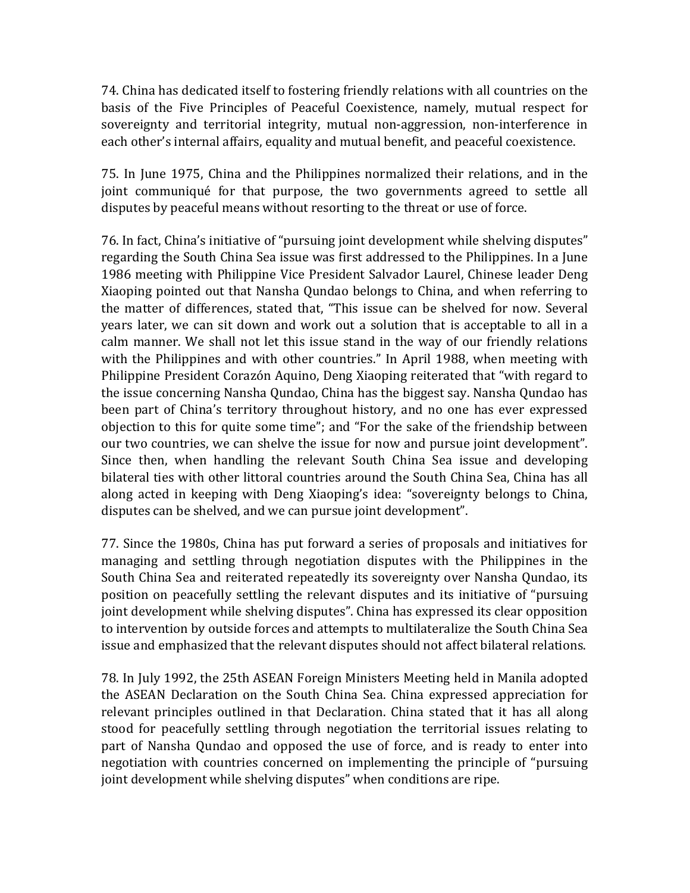74. China has dedicated itself to fostering friendly relations with all countries on the basis of the Five Principles of Peaceful Coexistence, namely, mutual respect for sovereignty and territorial integrity, mutual non-aggression, non-interference in each other's internal affairs, equality and mutual benefit, and peaceful coexistence.

75. In June 1975, China and the Philippines normalized their relations, and in the joint communiqué for that purpose, the two governments agreed to settle all disputes by peaceful means without resorting to the threat or use of force.

76. In fact, China's initiative of "pursuing joint development while shelving disputes" regarding the South China Sea issue was first addressed to the Philippines. In a June 1986 meeting with Philippine Vice President Salvador Laurel, Chinese leader Deng Xiaoping pointed out that Nansha Qundao belongs to China, and when referring to the matter of differences, stated that, "This issue can be shelved for now. Several years later, we can sit down and work out a solution that is acceptable to all in a calm manner. We shall not let this issue stand in the way of our friendly relations with the Philippines and with other countries." In April 1988, when meeting with Philippine President Corazón Aquino, Deng Xiaoping reiterated that "with regard to the issue concerning Nansha Qundao, China has the biggest say. Nansha Qundao has been part of China's territory throughout history, and no one has ever expressed objection to this for quite some time"; and "For the sake of the friendship between our two countries, we can shelve the issue for now and pursue joint development". Since then, when handling the relevant South China Sea issue and developing bilateral ties with other littoral countries around the South China Sea, China has all along acted in keeping with Deng Xiaoping's idea: "sovereignty belongs to China, disputes can be shelved, and we can pursue joint development".

77. Since the 1980s, China has put forward a series of proposals and initiatives for managing and settling through negotiation disputes with the Philippines in the South China Sea and reiterated repeatedly its sovereignty over Nansha Qundao, its position on peacefully settling the relevant disputes and its initiative of "pursuing joint development while shelving disputes". China has expressed its clear opposition to intervention by outside forces and attempts to multilateralize the South China Sea issue and emphasized that the relevant disputes should not affect bilateral relations.

78. In July 1992, the 25th ASEAN Foreign Ministers Meeting held in Manila adopted the ASEAN Declaration on the South China Sea. China expressed appreciation for relevant principles outlined in that Declaration. China stated that it has all along stood for peacefully settling through negotiation the territorial issues relating to part of Nansha Qundao and opposed the use of force, and is ready to enter into negotiation with countries concerned on implementing the principle of "pursuing joint development while shelving disputes" when conditions are ripe.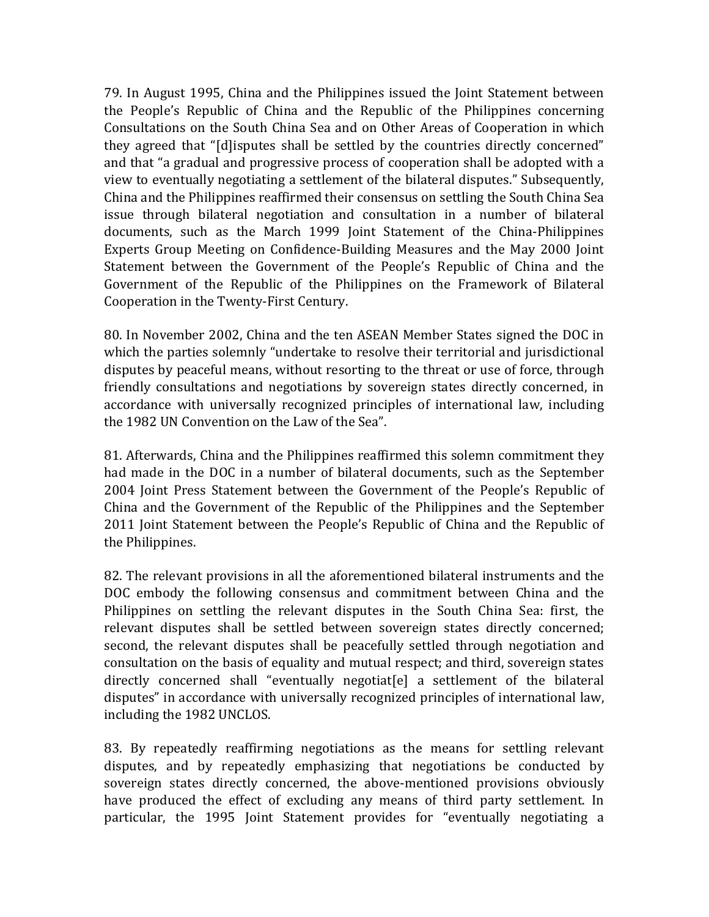79. In August 1995, China and the Philippines issued the Joint Statement between the People's Republic of China and the Republic of the Philippines concerning Consultations on the South China Sea and on Other Areas of Cooperation in which they agreed that "[d]isputes shall be settled by the countries directly concerned" and that "a gradual and progressive process of cooperation shall be adopted with a view to eventually negotiating a settlement of the bilateral disputes." Subsequently, China and the Philippines reaffirmed their consensus on settling the South China Sea issue through bilateral negotiation and consultation in a number of bilateral documents, such as the March 1999 Joint Statement of the China-Philippines Experts Group Meeting on Confidence-Building Measures and the May 2000 Joint Statement between the Government of the People's Republic of China and the Government of the Republic of the Philippines on the Framework of Bilateral Cooperation in the Twenty-First Century.

80. In November 2002, China and the ten ASEAN Member States signed the DOC in which the parties solemnly "undertake to resolve their territorial and jurisdictional disputes by peaceful means, without resorting to the threat or use of force, through friendly consultations and negotiations by sovereign states directly concerned, in accordance with universally recognized principles of international law, including the 1982 UN Convention on the Law of the Sea".

81. Afterwards, China and the Philippines reaffirmed this solemn commitment they had made in the DOC in a number of bilateral documents, such as the September 2004 Joint Press Statement between the Government of the People's Republic of China and the Government of the Republic of the Philippines and the September 2011 Joint Statement between the People's Republic of China and the Republic of the Philippines.

82. The relevant provisions in all the aforementioned bilateral instruments and the DOC embody the following consensus and commitment between China and the Philippines on settling the relevant disputes in the South China Sea: first, the relevant disputes shall be settled between sovereign states directly concerned; second, the relevant disputes shall be peacefully settled through negotiation and consultation on the basis of equality and mutual respect; and third, sovereign states directly concerned shall "eventually negotiat[e] a settlement of the bilateral disputes" in accordance with universally recognized principles of international law, including the 1982 UNCLOS.

83. By repeatedly reaffirming negotiations as the means for settling relevant disputes, and by repeatedly emphasizing that negotiations be conducted by sovereign states directly concerned, the above-mentioned provisions obviously have produced the effect of excluding any means of third party settlement. In particular, the 1995 Joint Statement provides for "eventually negotiating a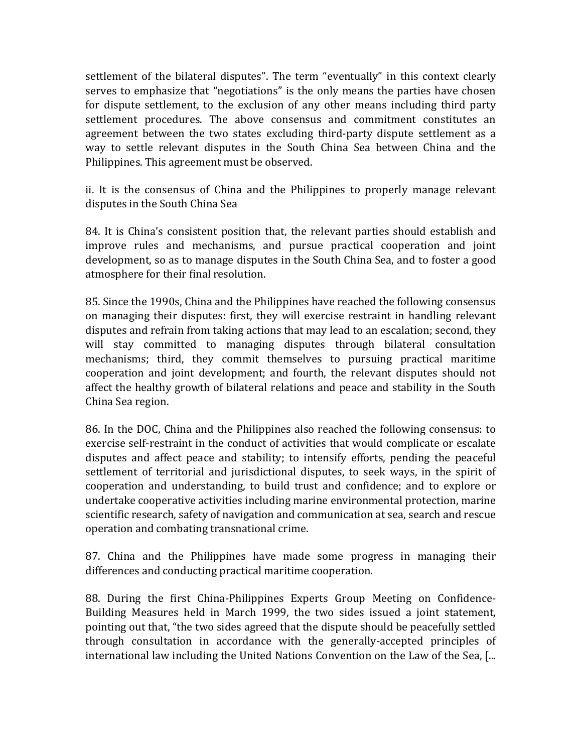settlement of the bilateral disputes". The term "eventually" in this context clearly serves to emphasize that "negotiations" is the only means the parties have chosen for dispute settlement, to the exclusion of any other means including third party settlement procedures. The above consensus and commitment constitutes an agreement between the two states excluding third-party dispute settlement as a way to settle relevant disputes in the South China Sea between China and the Philippines. This agreement must be observed.

ii. It is the consensus of China and the Philippines to properly manage relevant disputes in the South China Sea

84. It is China's consistent position that, the relevant parties should establish and improve rules and mechanisms, and pursue practical cooperation and joint development, so as to manage disputes in the South China Sea, and to foster a good atmosphere for their final resolution.

85. Since the 1990s, China and the Philippines have reached the following consensus on managing their disputes: first, they will exercise restraint in handling relevant disputes and refrain from taking actions that may lead to an escalation; second, they will stay committed to managing disputes through bilateral consultation mechanisms; third, they commit themselves to pursuing practical maritime cooperation and joint development; and fourth, the relevant disputes should not affect the healthy growth of bilateral relations and peace and stability in the South China Sea region.

86. In the DOC, China and the Philippines also reached the following consensus: to exercise self-restraint in the conduct of activities that would complicate or escalate disputes and affect peace and stability; to intensify efforts, pending the peaceful settlement of territorial and jurisdictional disputes, to seek ways, in the spirit of cooperation and understanding, to build trust and confidence; and to explore or undertake cooperative activities including marine environmental protection, marine scientific research, safety of navigation and communication at sea, search and rescue operation and combating transnational crime.

87. China and the Philippines have made some progress in managing their differences and conducting practical maritime cooperation.

88. During the first China-Philippines Experts Group Meeting on Confidence-Building Measures held in March 1999, the two sides issued a joint statement, pointing out that, "the two sides agreed that the dispute should be peacefully settled through consultation in accordance with the generally-accepted principles of international law including the United Nations Convention on the Law of the Sea, [...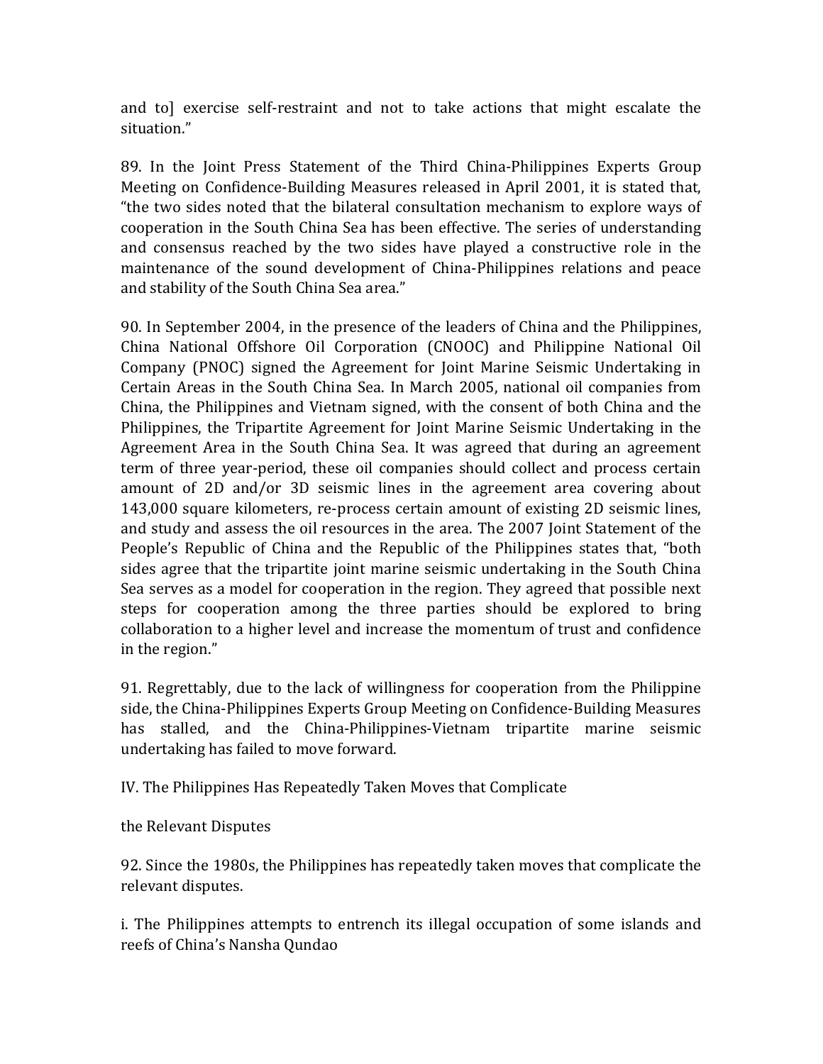and to] exercise self-restraint and not to take actions that might escalate the situation."

89. In the Joint Press Statement of the Third China-Philippines Experts Group Meeting on Confidence-Building Measures released in April 2001, it is stated that, "the two sides noted that the bilateral consultation mechanism to explore ways of cooperation in the South China Sea has been effective. The series of understanding and consensus reached by the two sides have played a constructive role in the maintenance of the sound development of China-Philippines relations and peace and stability of the South China Sea area."

90. In September 2004, in the presence of the leaders of China and the Philippines, China National Offshore Oil Corporation (CNOOC) and Philippine National Oil Company (PNOC) signed the Agreement for Joint Marine Seismic Undertaking in Certain Areas in the South China Sea. In March 2005, national oil companies from China, the Philippines and Vietnam signed, with the consent of both China and the Philippines, the Tripartite Agreement for Joint Marine Seismic Undertaking in the Agreement Area in the South China Sea. It was agreed that during an agreement term of three year-period, these oil companies should collect and process certain amount of 2D and/or 3D seismic lines in the agreement area covering about 143,000 square kilometers, re-process certain amount of existing 2D seismic lines, and study and assess the oil resources in the area. The 2007 Joint Statement of the People's Republic of China and the Republic of the Philippines states that, "both sides agree that the tripartite joint marine seismic undertaking in the South China Sea serves as a model for cooperation in the region. They agreed that possible next steps for cooperation among the three parties should be explored to bring collaboration to a higher level and increase the momentum of trust and confidence in the region."

91. Regrettably, due to the lack of willingness for cooperation from the Philippine side, the China-Philippines Experts Group Meeting on Confidence-Building Measures has stalled, and the China-Philippines-Vietnam tripartite marine seismic undertaking has failed to move forward.

## IV. The Philippines Has Repeatedly Taken Moves that Complicate the Relevant Disputes

92. Since the 1980s, the Philippines has repeatedly taken moves that complicate the relevant disputes.

### i. The Philippines attempts to entrench its illegal occupation of some islands and reefs of China's Nansha Qundao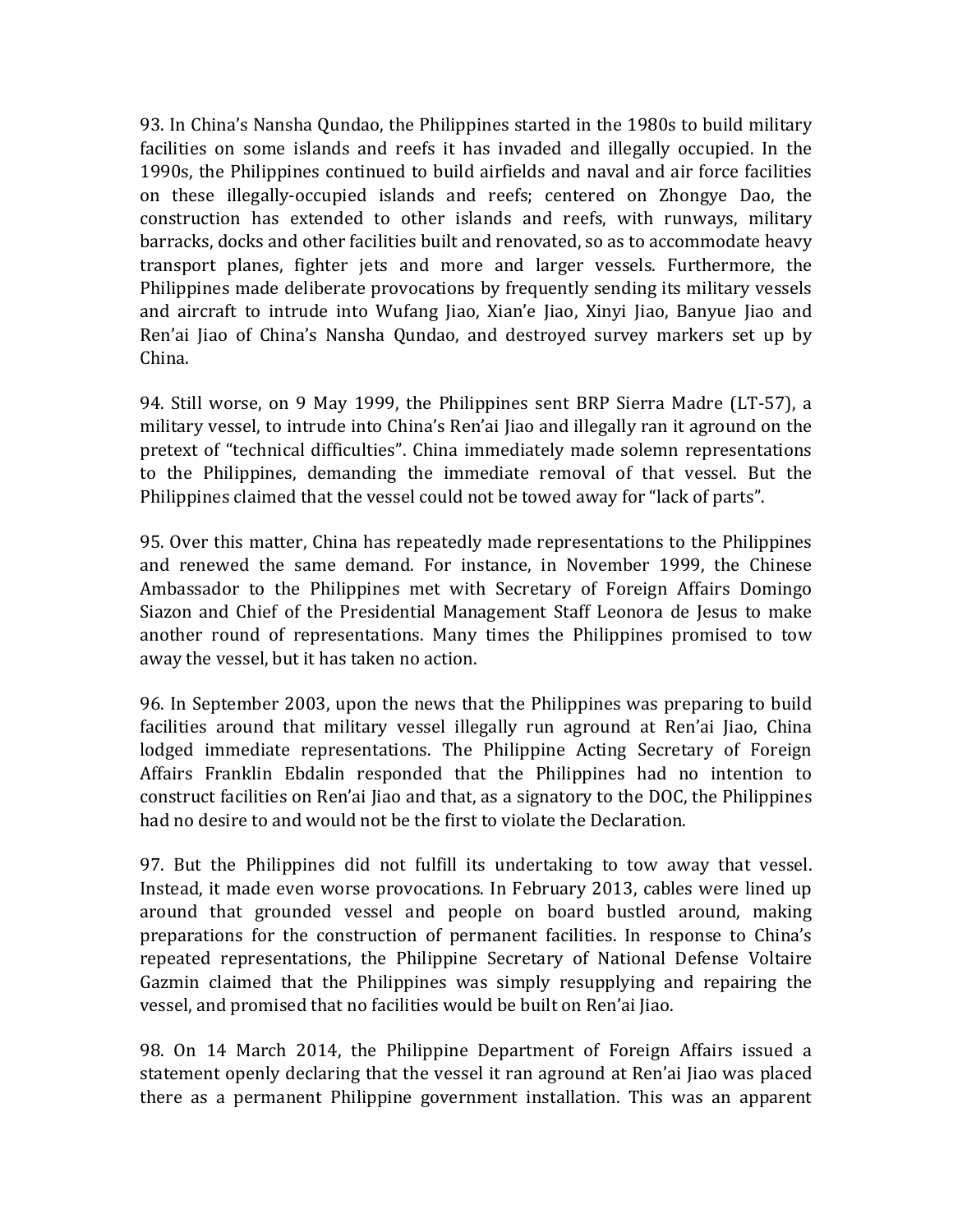93. In China's Nansha Qundao, the Philippines started in the 1980s to build military facilities on some islands and reefs it has invaded and illegally occupied. In the 1990s, the Philippines continued to build airfields and naval and air force facilities on these illegally-occupied islands and reefs; centered on Zhongye Dao, the construction has extended to other islands and reefs, with runways, military barracks, docks and other facilities built and renovated, so as to accommodate heavy transport planes, fighter jets and more and larger vessels. Furthermore, the Philippines made deliberate provocations by frequently sending its military vessels and aircraft to intrude into Wufang Jiao, Xian'e Jiao, Xinyi Jiao, Banyue Jiao and Ren'ai Jiao of China's Nansha Qundao, and destroyed survey markers set up by China.

94. Still worse, on 9 May 1999, the Philippines sent BRP Sierra Madre (LT-57), a military vessel, to intrude into China's Ren'ai Jiao and illegally ran it aground on the pretext of "technical difficulties". China immediately made solemn representations to the Philippines, demanding the immediate removal of that vessel. But the Philippines claimed that the vessel could not be towed away for "lack of parts".

95. Over this matter, China has repeatedly made representations to the Philippines and renewed the same demand. For instance, in November 1999, the Chinese Ambassador to the Philippines met with Secretary of Foreign Affairs Domingo Siazon and Chief of the Presidential Management Staff Leonora de Jesus to make another round of representations. Many times the Philippines promised to tow away the vessel, but it has taken no action.

96. In September 2003, upon the news that the Philippines was preparing to build facilities around that military vessel illegally run aground at Ren'ai Jiao, China lodged immediate representations. The Philippine Acting Secretary of Foreign Affairs Franklin Ebdalin responded that the Philippines had no intention to construct facilities on Ren'ai Jiao and that, as a signatory to the DOC, the Philippines had no desire to and would not be the first to violate the Declaration.

97. But the Philippines did not fulfill its undertaking to tow away that vessel. Instead, it made even worse provocations. In February 2013, cables were lined up around that grounded vessel and people on board bustled around, making preparations for the construction of permanent facilities. In response to China's repeated representations, the Philippine Secretary of National Defense Voltaire Gazmin claimed that the Philippines was simply resupplying and repairing the vessel, and promised that no facilities would be built on Ren'ai Jiao.

98. On 14 March 2014, the Philippine Department of Foreign Affairs issued a statement openly declaring that the vessel it ran aground at Ren'ai Jiao was placed there as a permanent Philippine government installation. This was an apparent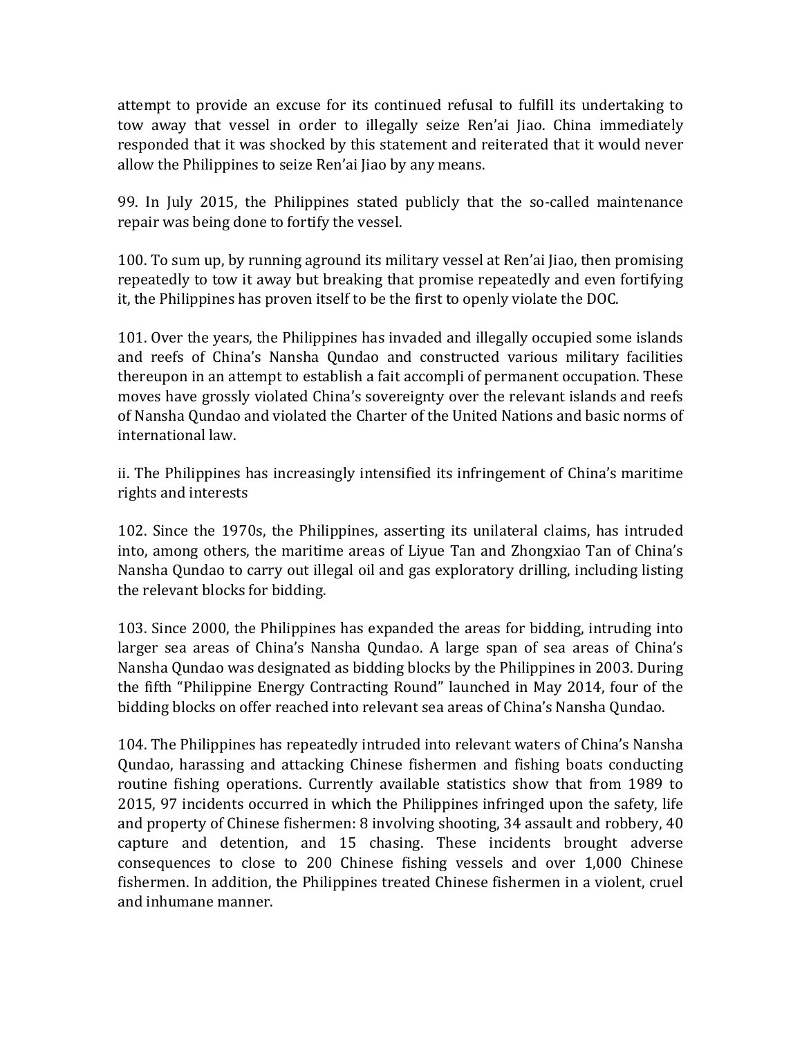attempt to provide an excuse for its continued refusal to fulfill its undertaking to tow away that vessel in order to illegally seize Ren'ai Jiao. China immediately responded that it was shocked by this statement and reiterated that it would never allow the Philippines to seize Ren'ai Jiao by any means.

99. In July 2015, the Philippines stated publicly that the so-called maintenance repair was being done to fortify the vessel.

100. To sum up, by running aground its military vessel at Ren'ai Jiao, then promising repeatedly to tow it away but breaking that promise repeatedly and even fortifying it, the Philippines has proven itself to be the first to openly violate the DOC.

101. Over the years, the Philippines has invaded and illegally occupied some islands and reefs of China's Nansha Qundao and constructed various military facilities thereupon in an attempt to establish a fait accompli of permanent occupation. These moves have grossly violated China's sovereignty over the relevant islands and reefs of Nansha Qundao and violated the Charter of the United Nations and basic norms of international law.

ii. The Philippines has increasingly intensified its infringement of China's maritime rights and interests

102. Since the 1970s, the Philippines, asserting its unilateral claims, has intruded into, among others, the maritime areas of Liyue Tan and Zhongxiao Tan of China's Nansha Qundao to carry out illegal oil and gas exploratory drilling, including listing the relevant blocks for bidding.

103. Since 2000, the Philippines has expanded the areas for bidding, intruding into larger sea areas of China's Nansha Qundao. A large span of sea areas of China's Nansha Qundao was designated as bidding blocks by the Philippines in 2003. During the fifth "Philippine Energy Contracting Round" launched in May 2014, four of the bidding blocks on offer reached into relevant sea areas of China's Nansha Qundao.

104. The Philippines has repeatedly intruded into relevant waters of China's Nansha Qundao, harassing and attacking Chinese fishermen and fishing boats conducting routine fishing operations. Currently available statistics show that from 1989 to 2015, 97 incidents occurred in which the Philippines infringed upon the safety, life and property of Chinese fishermen: 8 involving shooting, 34 assault and robbery, 40 capture and detention, and 15 chasing. These incidents brought adverse consequences to close to 200 Chinese fishing vessels and over 1,000 Chinese fishermen. In addition, the Philippines treated Chinese fishermen in a violent, cruel and inhumane manner.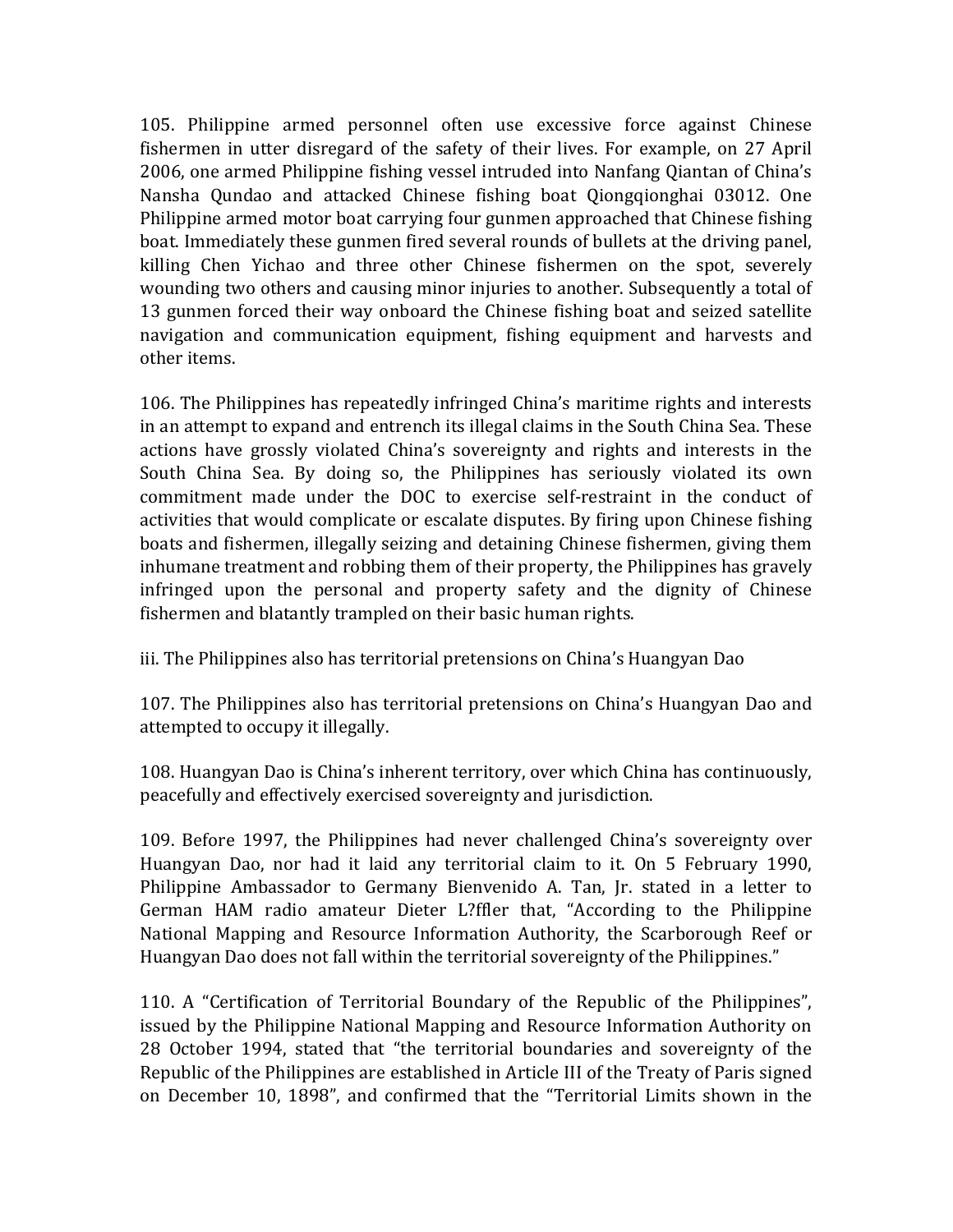105. Philippine armed personnel often use excessive force against Chinese fishermen in utter disregard of the safety of their lives. For example, on 27 April 2006, one armed Philippine fishing vessel intruded into Nanfang Qiantan of China's Nansha Qundao and attacked Chinese fishing boat Qiongqionghai 03012. One Philippine armed motor boat carrying four gunmen approached that Chinese fishing boat. Immediately these gunmen fired several rounds of bullets at the driving panel, killing Chen Yichao and three other Chinese fishermen on the spot, severely wounding two others and causing minor injuries to another. Subsequently a total of 13 gunmen forced their way onboard the Chinese fishing boat and seized satellite navigation and communication equipment, fishing equipment and harvests and other items.

106. The Philippines has repeatedly infringed China's maritime rights and interests in an attempt to expand and entrench its illegal claims in the South China Sea. These actions have grossly violated China's sovereignty and rights and interests in the South China Sea. By doing so, the Philippines has seriously violated its own commitment made under the DOC to exercise self-restraint in the conduct of activities that would complicate or escalate disputes. By firing upon Chinese fishing boats and fishermen, illegally seizing and detaining Chinese fishermen, giving them inhumane treatment and robbing them of their property, the Philippines has gravely infringed upon the personal and property safety and the dignity of Chinese fishermen and blatantly trampled on their basic human rights.

### iii. The Philippines also has territorial pretensions on China's Huangyan Dao

107. The Philippines also has territorial pretensions on China's Huangyan Dao and attempted to occupy it illegally.

108. Huangyan Dao is China's inherent territory, over which China has continuously, peacefully and effectively exercised sovereignty and jurisdiction.

109. Before 1997, the Philippines had never challenged China's sovereignty over Huangyan Dao, nor had it laid any territorial claim to it. On 5 February 1990, Philippine Ambassador to Germany Bienvenido A. Tan, Jr. stated in a letter to German HAM radio amateur Dieter L?ffler that, "According to the Philippine National Mapping and Resource Information Authority, the Scarborough Reef or Huangyan Dao does not fall within the territorial sovereignty of the Philippines."

110. A "Certification of Territorial Boundary of the Republic of the Philippines", issued by the Philippine National Mapping and Resource Information Authority on 28 October 1994, stated that "the territorial boundaries and sovereignty of the Republic of the Philippines are established in Article III of the Treaty of Paris signed on December 10, 1898", and confirmed that the "Territorial Limits shown in the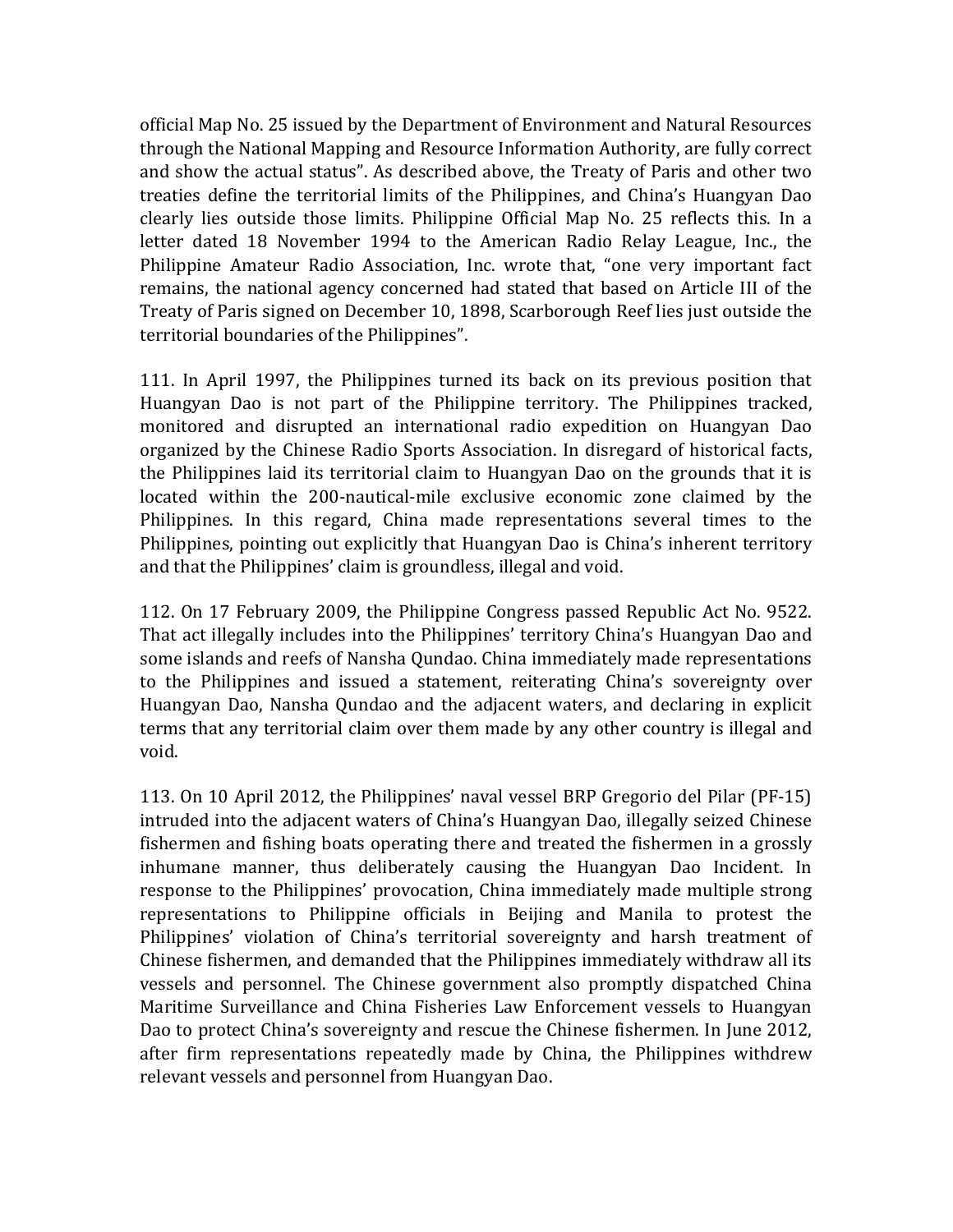official Map No. 25 issued by the Department of Environment and Natural Resources through the National Mapping and Resource Information Authority, are fully correct and show the actual status". As described above, the Treaty of Paris and other two treaties define the territorial limits of the Philippines, and China's Huangyan Dao clearly lies outside those limits. Philippine Official Map No. 25 reflects this. In a letter dated 18 November 1994 to the American Radio Relay League, Inc., the Philippine Amateur Radio Association, Inc. wrote that, "one very important fact remains, the national agency concerned had stated that based on Article III of the Treaty of Paris signed on December 10, 1898, Scarborough Reef lies just outside the territorial boundaries of the Philippines".

111. In April 1997, the Philippines turned its back on its previous position that Huangyan Dao is not part of the Philippine territory. The Philippines tracked, monitored and disrupted an international radio expedition on Huangyan Dao organized by the Chinese Radio Sports Association. In disregard of historical facts, the Philippines laid its territorial claim to Huangyan Dao on the grounds that it is located within the 200-nautical-mile exclusive economic zone claimed by the Philippines. In this regard, China made representations several times to the Philippines, pointing out explicitly that Huangyan Dao is China's inherent territory and that the Philippines' claim is groundless, illegal and void.

112. On 17 February 2009, the Philippine Congress passed Republic Act No. 9522. That act illegally includes into the Philippines' territory China's Huangyan Dao and some islands and reefs of Nansha Qundao. China immediately made representations to the Philippines and issued a statement, reiterating China's sovereignty over Huangyan Dao, Nansha Qundao and the adjacent waters, and declaring in explicit terms that any territorial claim over them made by any other country is illegal and void.

113. On 10 April 2012, the Philippines' naval vessel BRP Gregorio del Pilar (PF-15) intruded into the adjacent waters of China's Huangyan Dao, illegally seized Chinese fishermen and fishing boats operating there and treated the fishermen in a grossly inhumane manner, thus deliberately causing the Huangyan Dao Incident. In response to the Philippines' provocation, China immediately made multiple strong representations to Philippine officials in Beijing and Manila to protest the Philippines' violation of China's territorial sovereignty and harsh treatment of Chinese fishermen, and demanded that the Philippines immediately withdraw all its vessels and personnel. The Chinese government also promptly dispatched China Maritime Surveillance and China Fisheries Law Enforcement vessels to Huangyan Dao to protect China's sovereignty and rescue the Chinese fishermen. In June 2012, after firm representations repeatedly made by China, the Philippines withdrew relevant vessels and personnel from Huangyan Dao.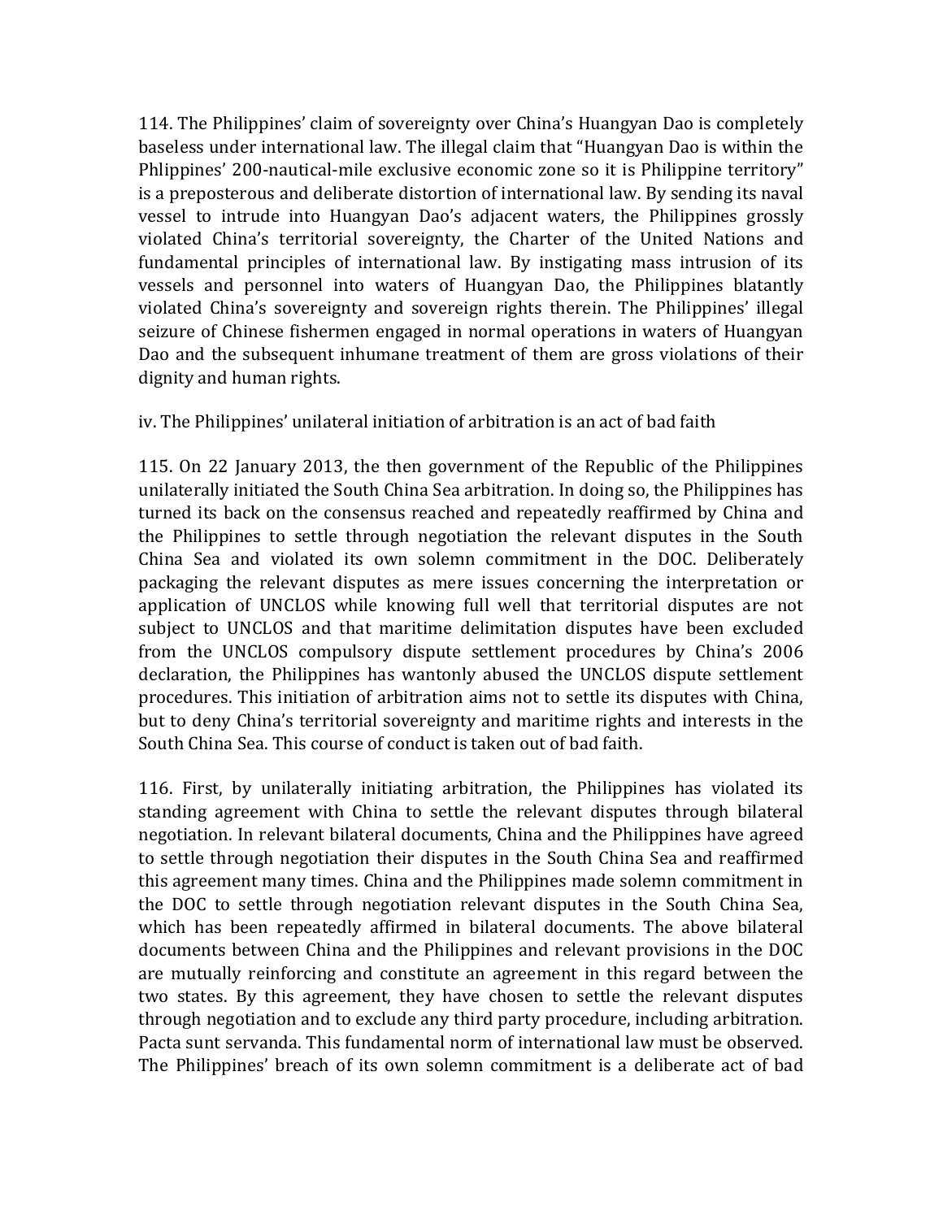114. The Philippines' claim of sovereignty over China's Huangyan Dao is completely baseless under international law. The illegal claim that "Huangyan Dao is within the Phlippines' 200-nautical-mile exclusive economic zone so it is Philippine territory" is a preposterous and deliberate distortion of international law. By sending its naval vessel to intrude into Huangyan Dao's adjacent waters, the Philippines grossly violated China's territorial sovereignty, the Charter of the United Nations and fundamental principles of international law. By instigating mass intrusion of its vessels and personnel into waters of Huangyan Dao, the Philippines blatantly violated China's sovereignty and sovereign rights therein. The Philippines' illegal seizure of Chinese fishermen engaged in normal operations in waters of Huangyan Dao and the subsequent inhumane treatment of them are gross violations of their dignity and human rights.

iv. The Philippines' unilateral initiation of arbitration is an act of bad faith

115. On 22 January 2013, the then government of the Republic of the Philippines unilaterally initiated the South China Sea arbitration. In doing so, the Philippines has turned its back on the consensus reached and repeatedly reaffirmed by China and the Philippines to settle through negotiation the relevant disputes in the South China Sea and violated its own solemn commitment in the DOC. Deliberately packaging the relevant disputes as mere issues concerning the interpretation or application of UNCLOS while knowing full well that territorial disputes are not subject to UNCLOS and that maritime delimitation disputes have been excluded from the UNCLOS compulsory dispute settlement procedures by China's 2006 declaration, the Philippines has wantonly abused the UNCLOS dispute settlement procedures. This initiation of arbitration aims not to settle its disputes with China, but to deny China's territorial sovereignty and maritime rights and interests in the South China Sea. This course of conduct is taken out of bad faith.

116. First, by unilaterally initiating arbitration, the Philippines has violated its standing agreement with China to settle the relevant disputes through bilateral negotiation. In relevant bilateral documents, China and the Philippines have agreed to settle through negotiation their disputes in the South China Sea and reaffirmed this agreement many times. China and the Philippines made solemn commitment in the DOC to settle through negotiation relevant disputes in the South China Sea, which has been repeatedly affirmed in bilateral documents. The above bilateral documents between China and the Philippines and relevant provisions in the DOC are mutually reinforcing and constitute an agreement in this regard between the two states. By this agreement, they have chosen to settle the relevant disputes through negotiation and to exclude any third party procedure, including arbitration. Pacta sunt servanda. This fundamental norm of international law must be observed. The Philippines' breach of its own solemn commitment is a deliberate act of bad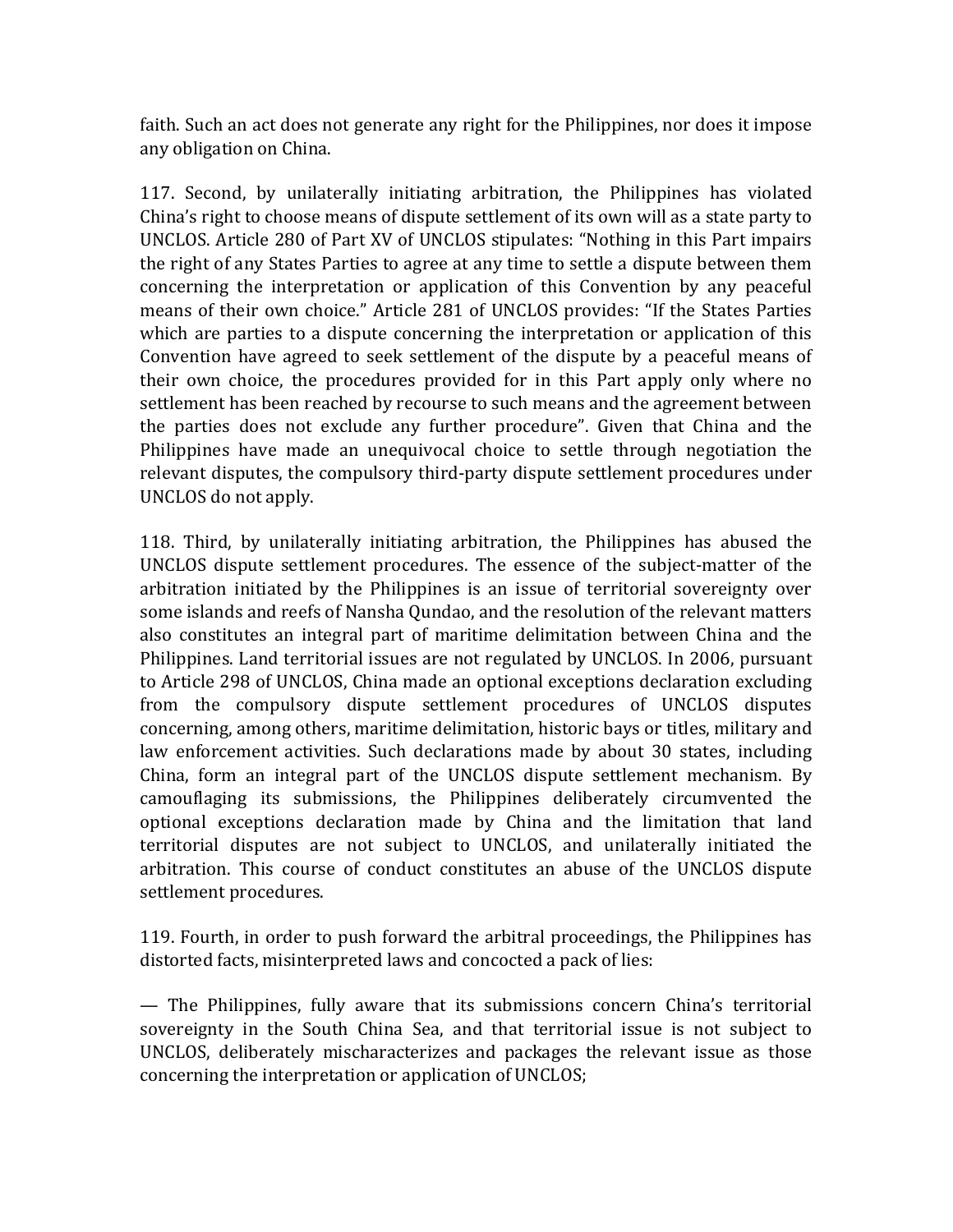faith. Such an act does not generate any right for the Philippines, nor does it impose any obligation on China.

117. Second, by unilaterally initiating arbitration, the Philippines has violated China's right to choose means of dispute settlement of its own will as a state party to UNCLOS. Article 280 of Part XV of UNCLOS stipulates: "Nothing in this Part impairs the right of any States Parties to agree at any time to settle a dispute between them concerning the interpretation or application of this Convention by any peaceful means of their own choice." Article 281 of UNCLOS provides: "If the States Parties which are parties to a dispute concerning the interpretation or application of this Convention have agreed to seek settlement of the dispute by a peaceful means of their own choice, the procedures provided for in this Part apply only where no settlement has been reached by recourse to such means and the agreement between the parties does not exclude any further procedure". Given that China and the Philippines have made an unequivocal choice to settle through negotiation the relevant disputes, the compulsory third-party dispute settlement procedures under UNCLOS do not apply.

118. Third, by unilaterally initiating arbitration, the Philippines has abused the UNCLOS dispute settlement procedures. The essence of the subject-matter of the arbitration initiated by the Philippines is an issue of territorial sovereignty over some islands and reefs of Nansha Qundao, and the resolution of the relevant matters also constitutes an integral part of maritime delimitation between China and the Philippines. Land territorial issues are not regulated by UNCLOS. In 2006, pursuant to Article 298 of UNCLOS, China made an optional exceptions declaration excluding from the compulsory dispute settlement procedures of UNCLOS disputes concerning, among others, maritime delimitation, historic bays or titles, military and law enforcement activities. Such declarations made by about 30 states, including China, form an integral part of the UNCLOS dispute settlement mechanism. By camouflaging its submissions, the Philippines deliberately circumvented the optional exceptions declaration made by China and the limitation that land territorial disputes are not subject to UNCLOS, and unilaterally initiated the arbitration. This course of conduct constitutes an abuse of the UNCLOS dispute settlement procedures.

119. Fourth, in order to push forward the arbitral proceedings, the Philippines has distorted facts, misinterpreted laws and concocted a pack of lies:

— The Philippines, fully aware that its submissions concern China's territorial sovereignty in the South China Sea, and that territorial issue is not subject to UNCLOS, deliberately mischaracterizes and packages the relevant issue as those concerning the interpretation or application of UNCLOS;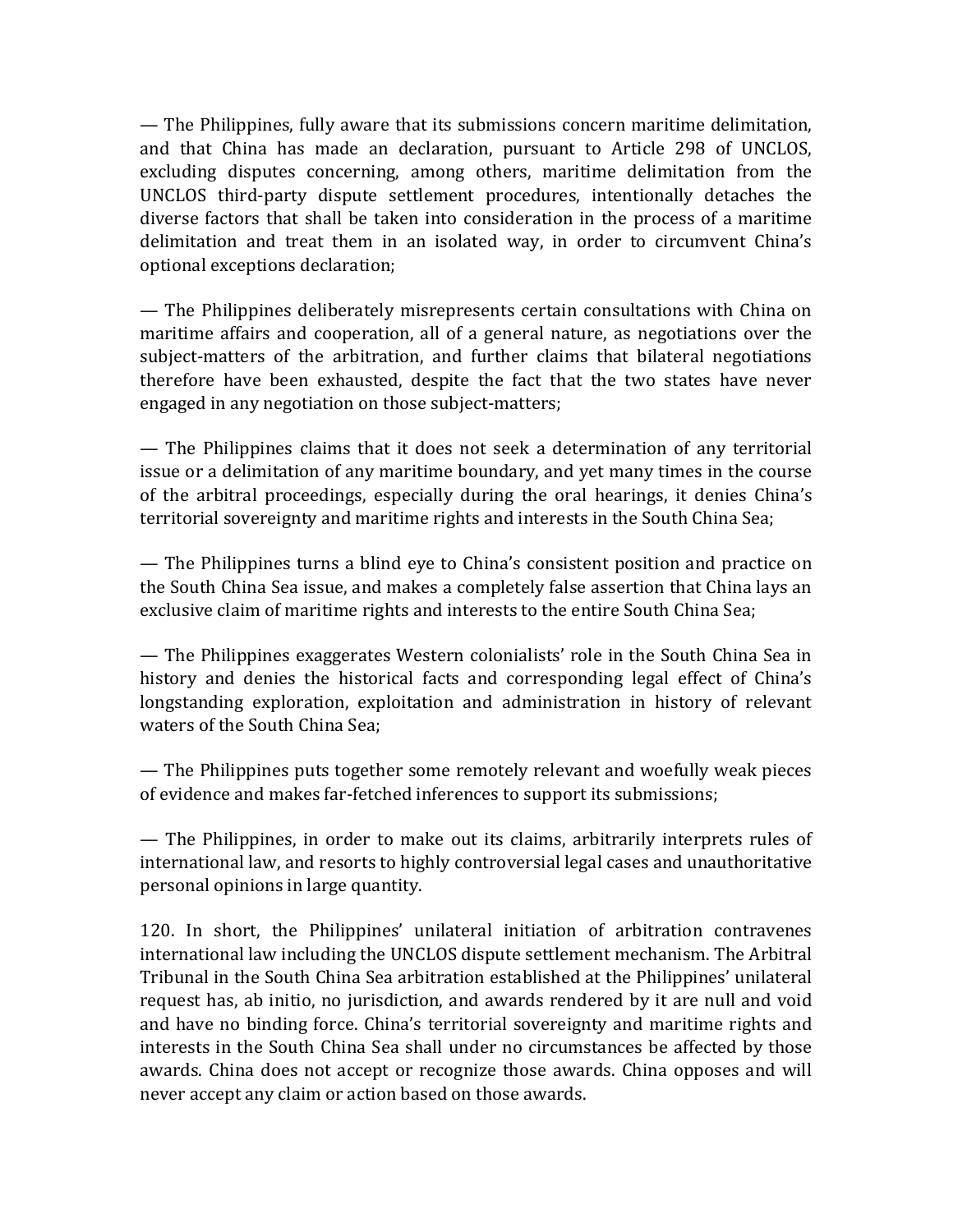— The Philippines, fully aware that its submissions concern maritime delimitation, and that China has made an declaration, pursuant to Article 298 of UNCLOS, excluding disputes concerning, among others, maritime delimitation from the UNCLOS third-party dispute settlement procedures, intentionally detaches the diverse factors that shall be taken into consideration in the process of a maritime delimitation and treat them in an isolated way, in order to circumvent China's optional exceptions declaration;

— The Philippines deliberately misrepresents certain consultations with China on maritime affairs and cooperation, all of a general nature, as negotiations over the subject-matters of the arbitration, and further claims that bilateral negotiations therefore have been exhausted, despite the fact that the two states have never engaged in any negotiation on those subject-matters;

— The Philippines claims that it does not seek a determination of any territorial issue or a delimitation of any maritime boundary, and yet many times in the course of the arbitral proceedings, especially during the oral hearings, it denies China's territorial sovereignty and maritime rights and interests in the South China Sea;

— The Philippines turns a blind eye to China's consistent position and practice on the South China Sea issue, and makes a completely false assertion that China lays an exclusive claim of maritime rights and interests to the entire South China Sea;

— The Philippines exaggerates Western colonialists' role in the South China Sea in history and denies the historical facts and corresponding legal effect of China's longstanding exploration, exploitation and administration in history of relevant waters of the South China Sea;

— The Philippines puts together some remotely relevant and woefully weak pieces of evidence and makes far-fetched inferences to support its submissions;

— The Philippines, in order to make out its claims, arbitrarily interprets rules of international law, and resorts to highly controversial legal cases and unauthoritative personal opinions in large quantity.

120. In short, the Philippines' unilateral initiation of arbitration contravenes international law including the UNCLOS dispute settlement mechanism. The Arbitral Tribunal in the South China Sea arbitration established at the Philippines' unilateral request has, ab initio, no jurisdiction, and awards rendered by it are null and void and have no binding force. China's territorial sovereignty and maritime rights and interests in the South China Sea shall under no circumstances be affected by those awards. China does not accept or recognize those awards. China opposes and will never accept any claim or action based on those awards.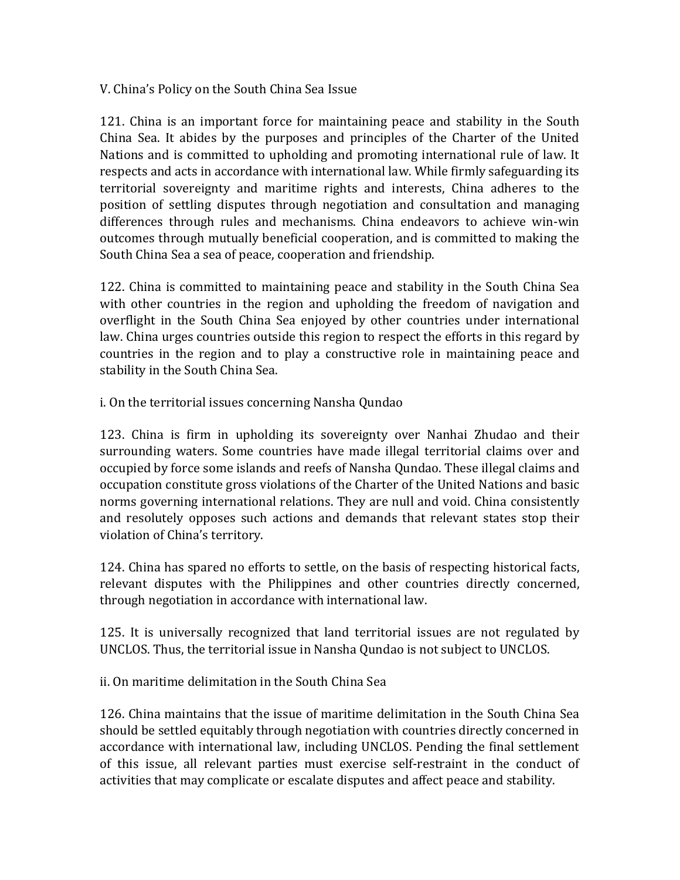## V. China's Policy on the South China Sea Issue

121. China is an important force for maintaining peace and stability in the South China Sea. It abides by the purposes and principles of the Charter of the United Nations and is committed to upholding and promoting international rule of law. It respects and acts in accordance with international law. While firmly safeguarding its territorial sovereignty and maritime rights and interests, China adheres to the position of settling disputes through negotiation and consultation and managing differences through rules and mechanisms. China endeavors to achieve win-win outcomes through mutually beneficial cooperation, and is committed to making the South China Sea a sea of peace, cooperation and friendship.

122. China is committed to maintaining peace and stability in the South China Sea with other countries in the region and upholding the freedom of navigation and overflight in the South China Sea enjoyed by other countries under international law. China urges countries outside this region to respect the efforts in this regard by countries in the region and to play a constructive role in maintaining peace and stability in the South China Sea.

### i. On the territorial issues concerning Nansha Qundao

123. China is firm in upholding its sovereignty over Nanhai Zhudao and their surrounding waters. Some countries have made illegal territorial claims over and occupied by force some islands and reefs of Nansha Qundao. These illegal claims and occupation constitute gross violations of the Charter of the United Nations and basic norms governing international relations. They are null and void. China consistently and resolutely opposes such actions and demands that relevant states stop their violation of China's territory.

124. China has spared no efforts to settle, on the basis of respecting historical facts, relevant disputes with the Philippines and other countries directly concerned, through negotiation in accordance with international law.

125. It is universally recognized that land territorial issues are not regulated by UNCLOS. Thus, the territorial issue in Nansha Qundao is not subject to UNCLOS.

### ii. On maritime delimitation in the South China Sea

126. China maintains that the issue of maritime delimitation in the South China Sea should be settled equitably through negotiation with countries directly concerned in accordance with international law, including UNCLOS. Pending the final settlement of this issue, all relevant parties must exercise self-restraint in the conduct of activities that may complicate or escalate disputes and affect peace and stability.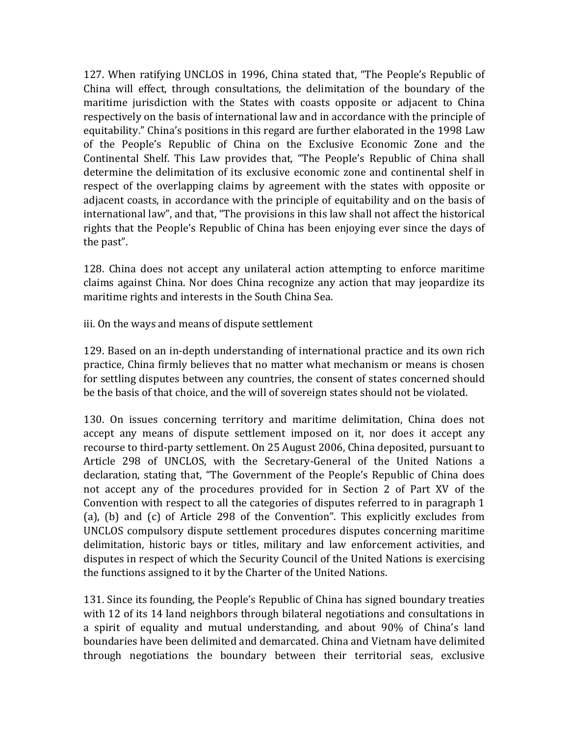127. When ratifying UNCLOS in 1996, China stated that, "The People's Republic of China will effect, through consultations, the delimitation of the boundary of the maritime jurisdiction with the States with coasts opposite or adjacent to China respectively on the basis of international law and in accordance with the principle of equitability." China's positions in this regard are further elaborated in the 1998 Law of the People's Republic of China on the Exclusive Economic Zone and the Continental Shelf. This Law provides that, "The People's Republic of China shall determine the delimitation of its exclusive economic zone and continental shelf in respect of the overlapping claims by agreement with the states with opposite or adjacent coasts, in accordance with the principle of equitability and on the basis of international law", and that, "The provisions in this law shall not affect the historical rights that the People's Republic of China has been enjoying ever since the days of the past".

128. China does not accept any unilateral action attempting to enforce maritime claims against China. Nor does China recognize any action that may jeopardize its maritime rights and interests in the South China Sea.

iii. On the ways and means of dispute settlement

129. Based on an in-depth understanding of international practice and its own rich practice, China firmly believes that no matter what mechanism or means is chosen for settling disputes between any countries, the consent of states concerned should be the basis of that choice, and the will of sovereign states should not be violated.

130. On issues concerning territory and maritime delimitation, China does not accept any means of dispute settlement imposed on it, nor does it accept any recourse to third-party settlement. On 25 August 2006, China deposited, pursuant to Article 298 of UNCLOS, with the Secretary-General of the United Nations a declaration, stating that, "The Government of the People's Republic of China does not accept any of the procedures provided for in Section 2 of Part XV of the Convention with respect to all the categories of disputes referred to in paragraph 1 (a), (b) and (c) of Article 298 of the Convention". This explicitly excludes from UNCLOS compulsory dispute settlement procedures disputes concerning maritime delimitation, historic bays or titles, military and law enforcement activities, and disputes in respect of which the Security Council of the United Nations is exercising the functions assigned to it by the Charter of the United Nations.

131. Since its founding, the People's Republic of China has signed boundary treaties with 12 of its 14 land neighbors through bilateral negotiations and consultations in a spirit of equality and mutual understanding, and about 90% of China's land boundaries have been delimited and demarcated. China and Vietnam have delimited through negotiations the boundary between their territorial seas, exclusive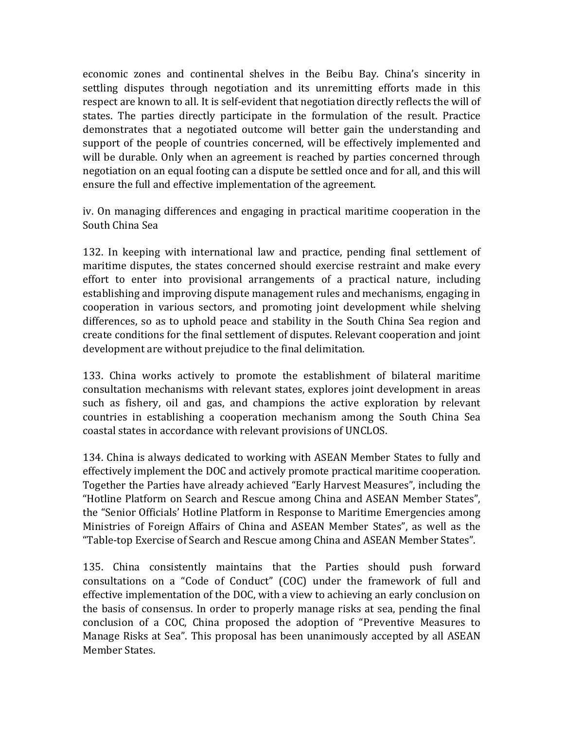economic zones and continental shelves in the Beibu Bay. China's sincerity in settling disputes through negotiation and its unremitting efforts made in this respect are known to all. It is self-evident that negotiation directly reflects the will of states. The parties directly participate in the formulation of the result. Practice demonstrates that a negotiated outcome will better gain the understanding and support of the people of countries concerned, will be effectively implemented and will be durable. Only when an agreement is reached by parties concerned through negotiation on an equal footing can a dispute be settled once and for all, and this will ensure the full and effective implementation of the agreement.

iv. On managing differences and engaging in practical maritime cooperation in the South China Sea

132. In keeping with international law and practice, pending final settlement of maritime disputes, the states concerned should exercise restraint and make every effort to enter into provisional arrangements of a practical nature, including establishing and improving dispute management rules and mechanisms, engaging in cooperation in various sectors, and promoting joint development while shelving differences, so as to uphold peace and stability in the South China Sea region and create conditions for the final settlement of disputes. Relevant cooperation and joint development are without prejudice to the final delimitation.

133. China works actively to promote the establishment of bilateral maritime consultation mechanisms with relevant states, explores joint development in areas such as fishery, oil and gas, and champions the active exploration by relevant countries in establishing a cooperation mechanism among the South China Sea coastal states in accordance with relevant provisions of UNCLOS.

134. China is always dedicated to working with ASEAN Member States to fully and effectively implement the DOC and actively promote practical maritime cooperation. Together the Parties have already achieved "Early Harvest Measures", including the "Hotline Platform on Search and Rescue among China and ASEAN Member States", the "Senior Officials' Hotline Platform in Response to Maritime Emergencies among Ministries of Foreign Affairs of China and ASEAN Member States", as well as the "Table-top Exercise of Search and Rescue among China and ASEAN Member States".

135. China consistently maintains that the Parties should push forward consultations on a "Code of Conduct" (COC) under the framework of full and effective implementation of the DOC, with a view to achieving an early conclusion on the basis of consensus. In order to properly manage risks at sea, pending the final conclusion of a COC, China proposed the adoption of "Preventive Measures to Manage Risks at Sea". This proposal has been unanimously accepted by all ASEAN Member States.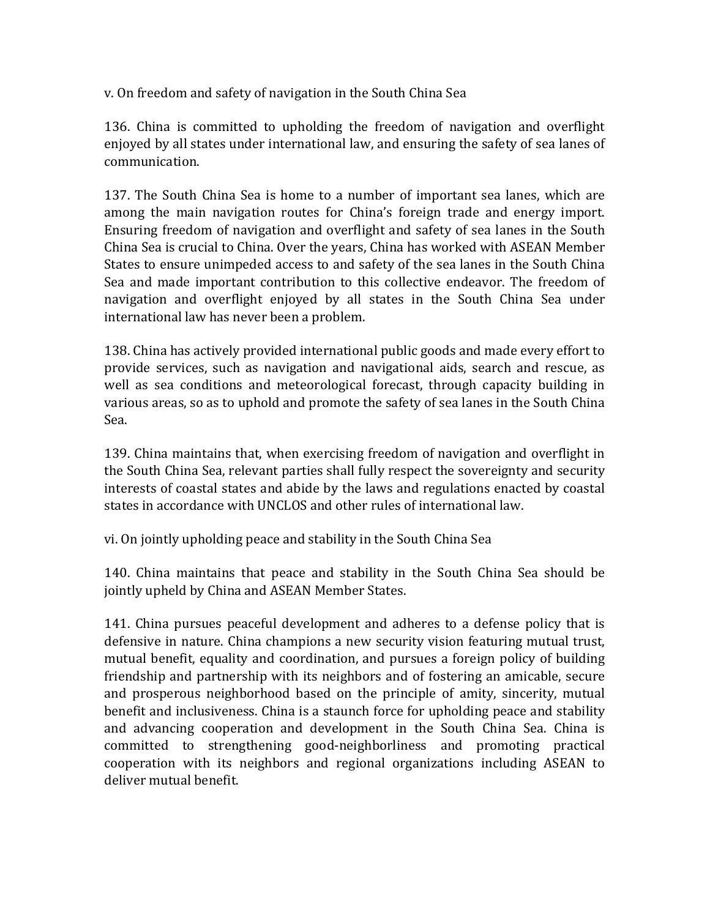### v. On freedom and safety of navigation in the South China Sea

136. China is committed to upholding the freedom of navigation and overflight enjoyed by all states under international law, and ensuring the safety of sea lanes of communication.

137. The South China Sea is home to a number of important sea lanes, which are among the main navigation routes for China's foreign trade and energy import. Ensuring freedom of navigation and overflight and safety of sea lanes in the South China Sea is crucial to China. Over the years, China has worked with ASEAN Member States to ensure unimpeded access to and safety of the sea lanes in the South China Sea and made important contribution to this collective endeavor. The freedom of navigation and overflight enjoyed by all states in the South China Sea under international law has never been a problem.

138. China has actively provided international public goods and made every effort to provide services, such as navigation and navigational aids, search and rescue, as well as sea conditions and meteorological forecast, through capacity building in various areas, so as to uphold and promote the safety of sea lanes in the South China Sea.

139. China maintains that, when exercising freedom of navigation and overflight in the South China Sea, relevant parties shall fully respect the sovereignty and security interests of coastal states and abide by the laws and regulations enacted by coastal states in accordance with UNCLOS and other rules of international law.

### vi. On jointly upholding peace and stability in the South China Sea

140. China maintains that peace and stability in the South China Sea should be jointly upheld by China and ASEAN Member States.

141. China pursues peaceful development and adheres to a defense policy that is defensive in nature. China champions a new security vision featuring mutual trust, mutual benefit, equality and coordination, and pursues a foreign policy of building friendship and partnership with its neighbors and of fostering an amicable, secure and prosperous neighborhood based on the principle of amity, sincerity, mutual benefit and inclusiveness. China is a staunch force for upholding peace and stability and advancing cooperation and development in the South China Sea. China is committed to strengthening good-neighborliness and promoting practical cooperation with its neighbors and regional organizations including ASEAN to deliver mutual benefit.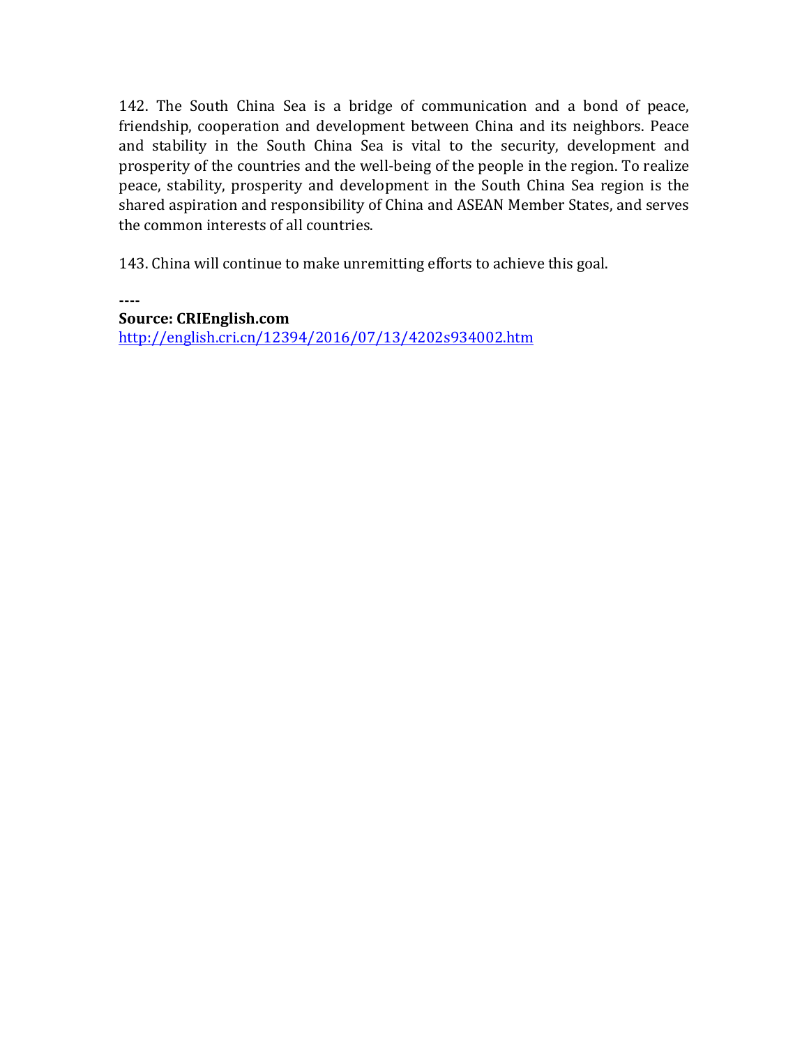142. The South China Sea is a bridge of communication and a bond of peace, friendship, cooperation and development between China and its neighbors. Peace and stability in the South China Sea is vital to the security, development and prosperity of the countries and the well-being of the people in the region. To realize peace, stability, prosperity and development in the South China Sea region is the shared aspiration and responsibility of China and ASEAN Member States, and serves the common interests of all countries.

143. China will continue to make unremitting efforts to achieve this goal.

----

**Source: CRIEnglish.com**
http://english.cri.cn/12394/2016/07/13/4202s934002.htm